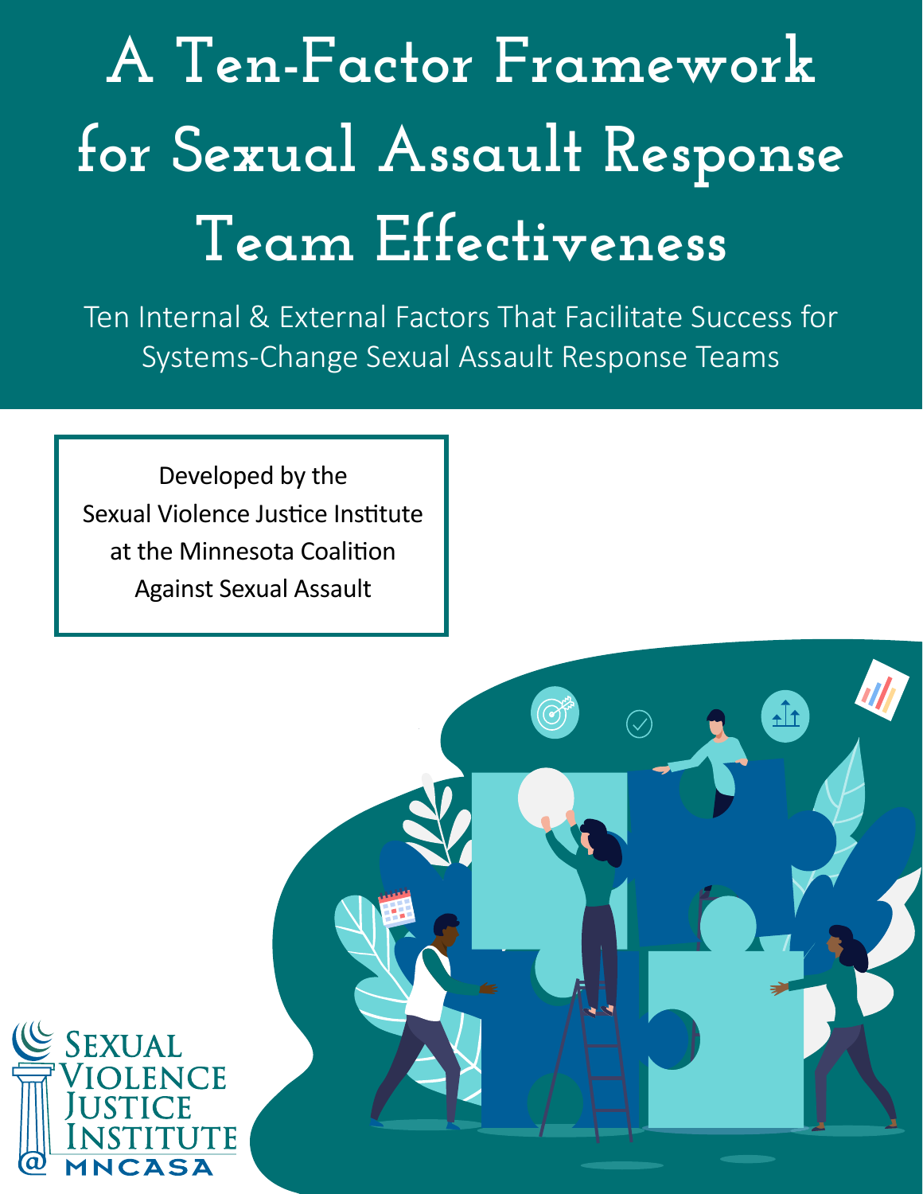# A Ten-Factor Framework for Sexual Assault Response Team Effectiveness

Ten Internal & External Factors That Facilitate Success for Systems-Change Sexual Assault Response Teams

Developed by the Sexual Violence Justice Institute at the Minnesota Coalition Against Sexual Assault

Sexual Violence Justice Institute @ MNCASA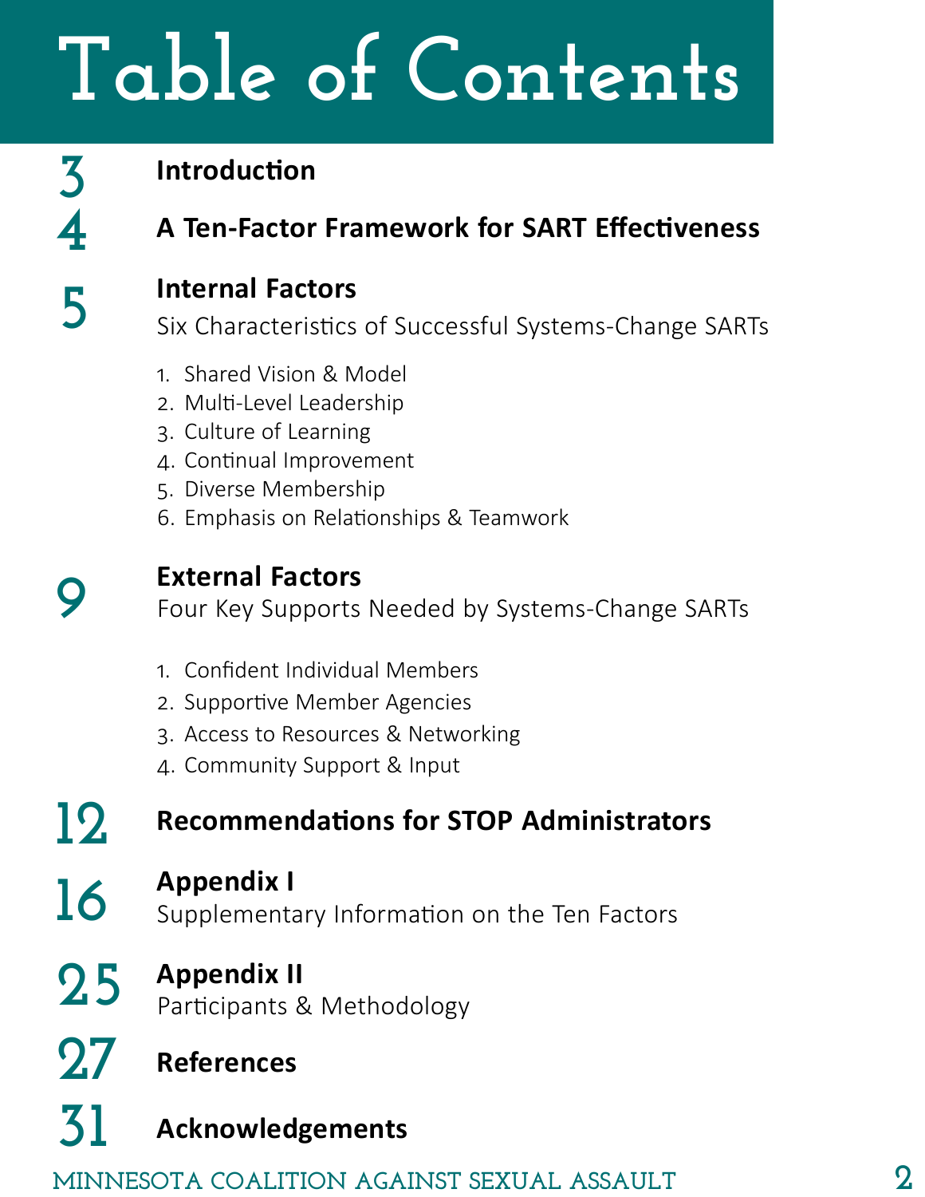# Table of Contents

3 **Introduction**

4 **A Ten-Factor Framework for SART Effectiveness**

5 **Internal Factors**
Six Characteristics of Successful Systems-Change SARTs

1. Shared Vision & Model
2. Multi-Level Leadership
3. Culture of Learning
4. Continual Improvement
5. Diverse Membership
6. Emphasis on Relationships & Teamwork

9 **External Factors**
Four Key Supports Needed by Systems-Change SARTs

1. Confident Individual Members
2. Supportive Member Agencies
3. Access to Resources & Networking
4. Community Support & Input

12 **Recommendations for STOP Administrators**

16 **Appendix I**
Supplementary Information on the Ten Factors

25 **Appendix II**
Participants & Methodology

27 **References**

31 **Acknowledgements**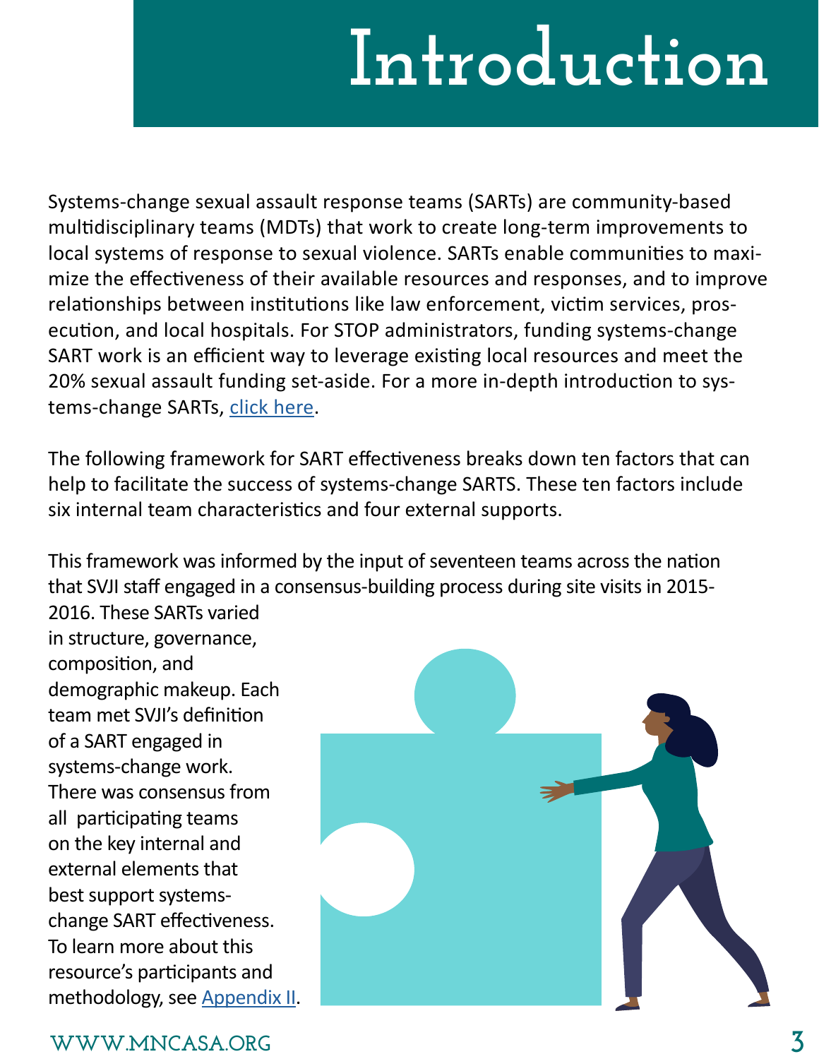# Introduction

Systems-change sexual assault response teams (SARTs) are community-based multidisciplinary teams (MDTs) that work to create long-term improvements to local systems of response to sexual violence. SARTs enable communities to maximize the effectiveness of their available resources and responses, and to improve relationships between institutions like law enforcement, victim services, prosecution, and local hospitals. For STOP administrators, funding systems-change SART work is an efficient way to leverage existing local resources and meet the 20% sexual assault funding set-aside. For a more in-depth introduction to systems-change SARTs, click here.

The following framework for SART effectiveness breaks down ten factors that can help to facilitate the success of systems-change SARTS. These ten factors include six internal team characteristics and four external supports.

This framework was informed by the input of seventeen teams across the nation that SVJI staff engaged in a consensus-building process during site visits in 2015-2016. These SARTs varied in structure, governance, composition, and demographic makeup. Each team met SVJI's definition of a SART engaged in systems-change work. There was consensus from all participating teams on the key internal and external elements that best support systems-change SART effectiveness. To learn more about this resource's participants and methodology, see Appendix II.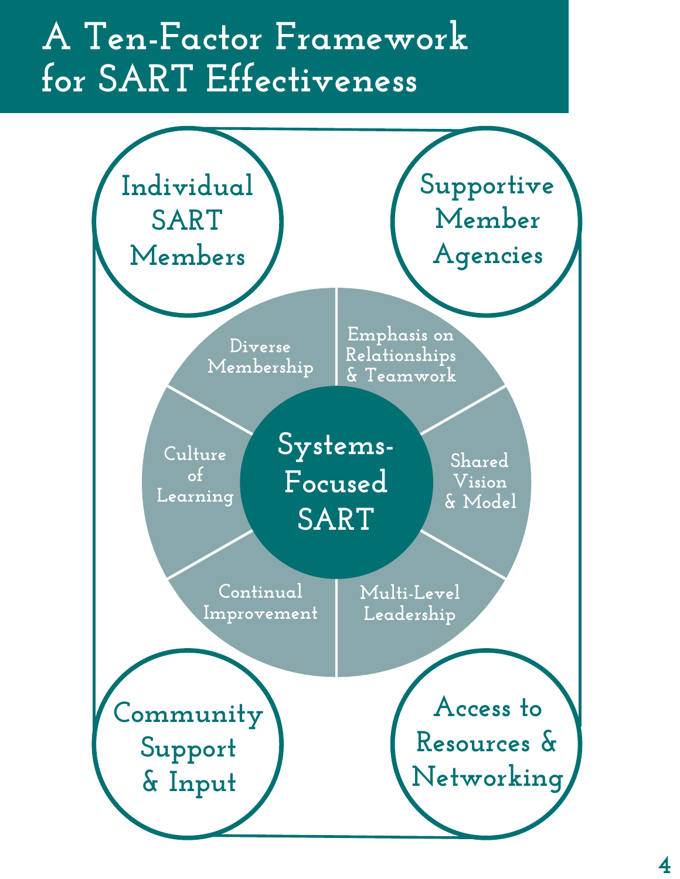# A Ten-Factor Framework for SART Effectiveness

Individual SART Members

Supportive Member Agencies

Diverse Membership

Emphasis on Relationships & Teamwork

Culture of Learning

Systems-Focused SART

Shared Vision & Model

Continual Improvement

Multi-Level Leadership

Community Support & Input

Access to Resources & Networking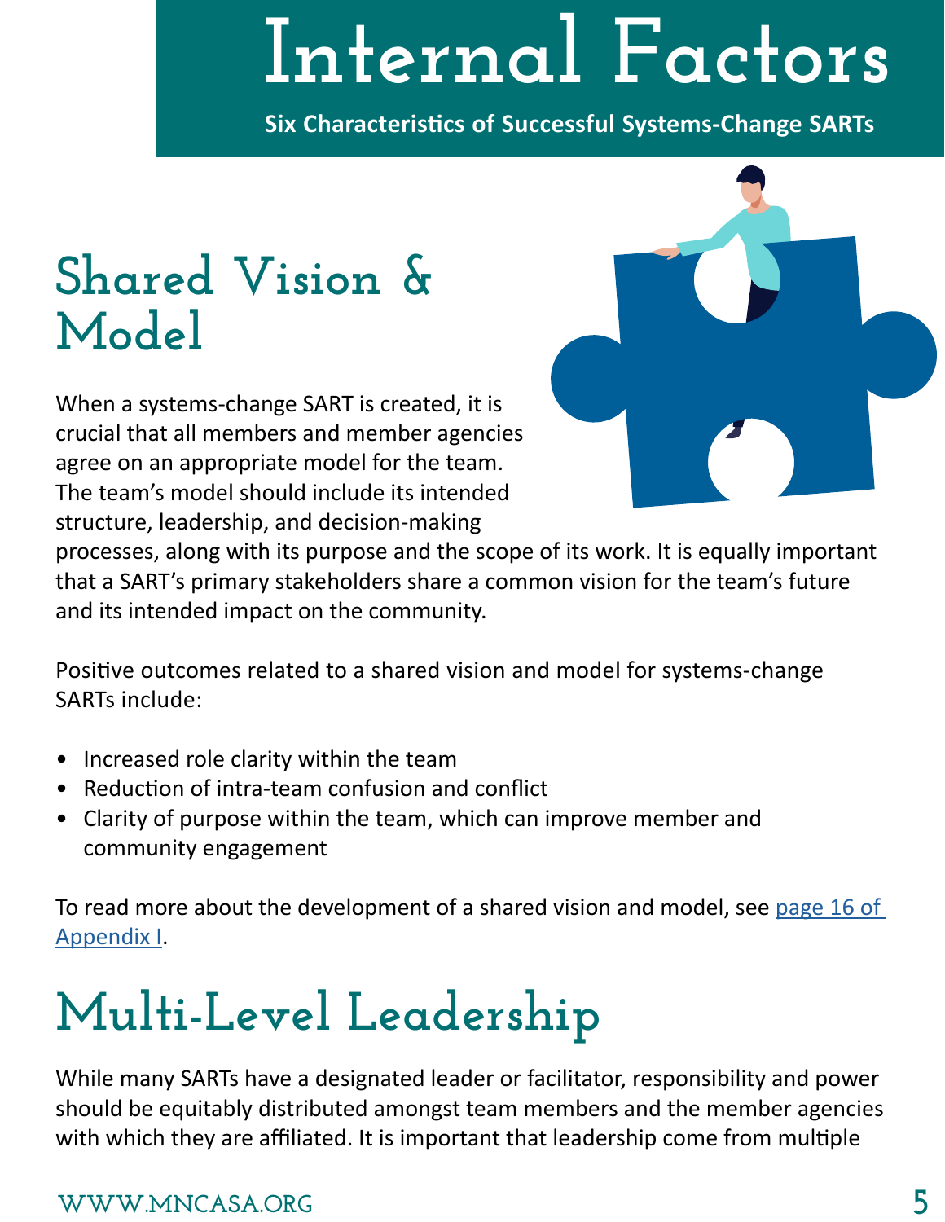# Internal Factors

**Six Characteristics of Successful Systems-Change SARTs**

## Shared Vision & Model

When a systems-change SART is created, it is crucial that all members and member agencies agree on an appropriate model for the team. The team's model should include its intended structure, leadership, and decision-making processes, along with its purpose and the scope of its work. It is equally important that a SART's primary stakeholders share a common vision for the team's future and its intended impact on the community.

Positive outcomes related to a shared vision and model for systems-change SARTs include:

- Increased role clarity within the team
- Reduction of intra-team confusion and conflict
- Clarity of purpose within the team, which can improve member and community engagement

To read more about the development of a shared vision and model, see [page 16 of Appendix I].

## Multi-Level Leadership

While many SARTs have a designated leader or facilitator, responsibility and power should be equitably distributed amongst team members and the member agencies with which they are affiliated. It is important that leadership come from multiple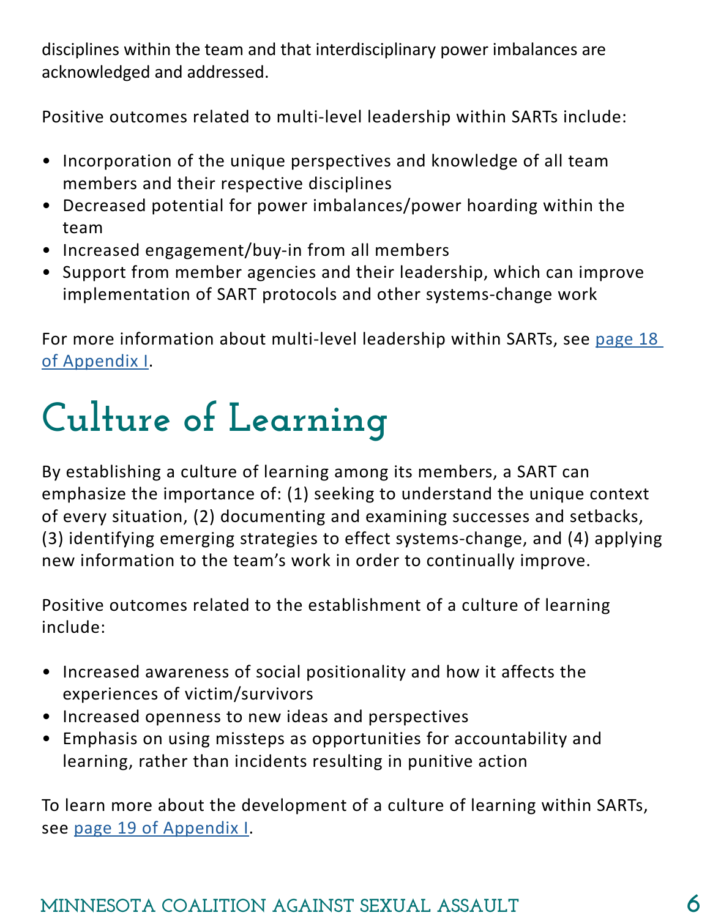disciplines within the team and that interdisciplinary power imbalances are acknowledged and addressed.

Positive outcomes related to multi-level leadership within SARTs include:

- Incorporation of the unique perspectives and knowledge of all team members and their respective disciplines
- Decreased potential for power imbalances/power hoarding within the team
- Increased engagement/buy-in from all members
- Support from member agencies and their leadership, which can improve implementation of SART protocols and other systems-change work

For more information about multi-level leadership within SARTs, see page 18 of Appendix I.

# Culture of Learning

By establishing a culture of learning among its members, a SART can emphasize the importance of: (1) seeking to understand the unique context of every situation, (2) documenting and examining successes and setbacks, (3) identifying emerging strategies to effect systems-change, and (4) applying new information to the team's work in order to continually improve.

Positive outcomes related to the establishment of a culture of learning include:

- Increased awareness of social positionality and how it affects the experiences of victim/survivors
- Increased openness to new ideas and perspectives
- Emphasis on using missteps as opportunities for accountability and learning, rather than incidents resulting in punitive action

To learn more about the development of a culture of learning within SARTs, see page 19 of Appendix I.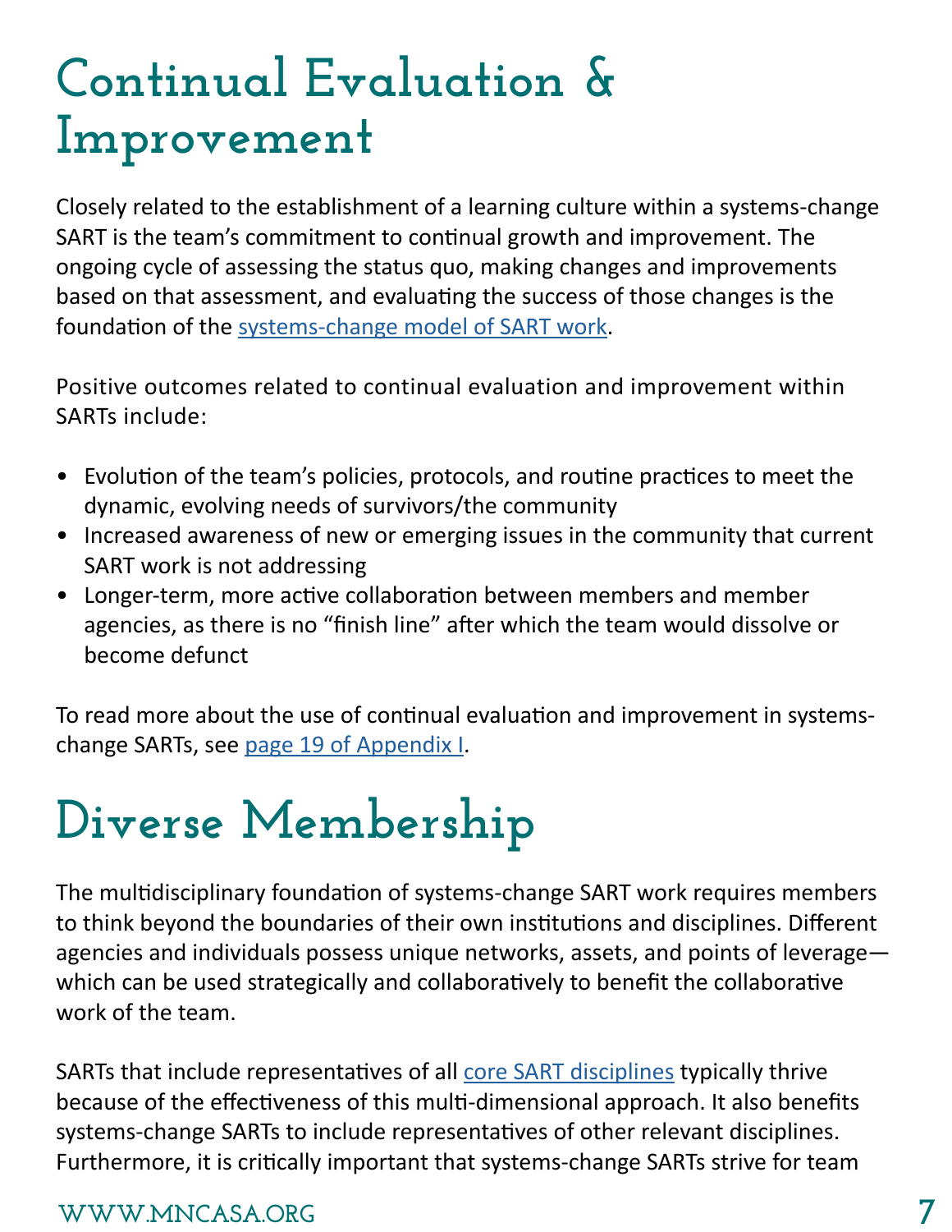# Continual Evaluation & Improvement

Closely related to the establishment of a learning culture within a systems-change SART is the team's commitment to continual growth and improvement. The ongoing cycle of assessing the status quo, making changes and improvements based on that assessment, and evaluating the success of those changes is the foundation of the systems-change model of SART work.

Positive outcomes related to continual evaluation and improvement within SARTs include:

- Evolution of the team's policies, protocols, and routine practices to meet the dynamic, evolving needs of survivors/the community
- Increased awareness of new or emerging issues in the community that current SART work is not addressing
- Longer-term, more active collaboration between members and member agencies, as there is no "finish line" after which the team would dissolve or become defunct

To read more about the use of continual evaluation and improvement in systems-change SARTs, see page 19 of Appendix I.

# Diverse Membership

The multidisciplinary foundation of systems-change SART work requires members to think beyond the boundaries of their own institutions and disciplines. Different agencies and individuals possess unique networks, assets, and points of leverage—which can be used strategically and collaboratively to benefit the collaborative work of the team.

SARTs that include representatives of all core SART disciplines typically thrive because of the effectiveness of this multi-dimensional approach. It also benefits systems-change SARTs to include representatives of other relevant disciplines. Furthermore, it is critically important that systems-change SARTs strive for team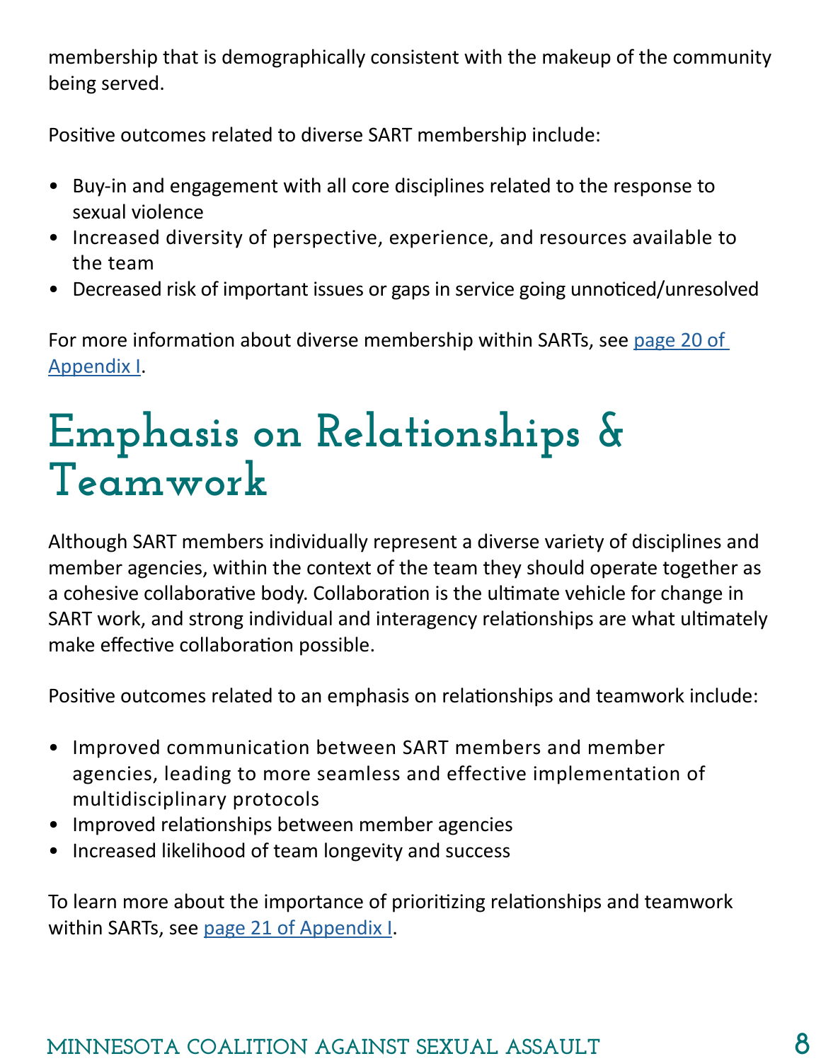membership that is demographically consistent with the makeup of the community being served.

Positive outcomes related to diverse SART membership include:

- Buy-in and engagement with all core disciplines related to the response to sexual violence
- Increased diversity of perspective, experience, and resources available to the team
- Decreased risk of important issues or gaps in service going unnoticed/unresolved

For more information about diverse membership within SARTs, see page 20 of Appendix I.

# Emphasis on Relationships & Teamwork

Although SART members individually represent a diverse variety of disciplines and member agencies, within the context of the team they should operate together as a cohesive collaborative body. Collaboration is the ultimate vehicle for change in SART work, and strong individual and interagency relationships are what ultimately make effective collaboration possible.

Positive outcomes related to an emphasis on relationships and teamwork include:

- Improved communication between SART members and member agencies, leading to more seamless and effective implementation of multidisciplinary protocols
- Improved relationships between member agencies
- Increased likelihood of team longevity and success

To learn more about the importance of prioritizing relationships and teamwork within SARTs, see page 21 of Appendix I.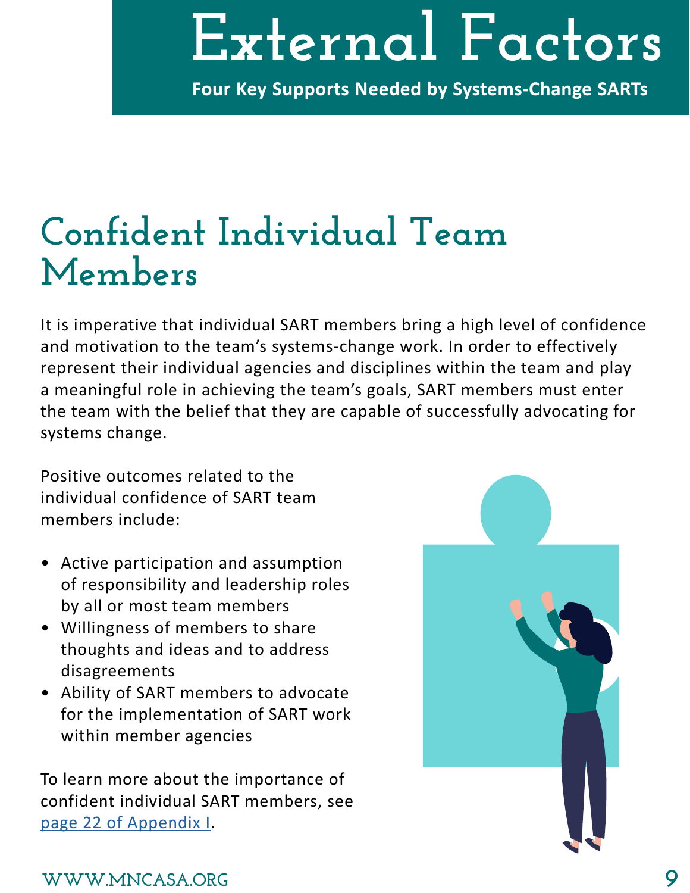# External Factors

**Four Key Supports Needed by Systems-Change SARTs**

## Confident Individual Team Members

It is imperative that individual SART members bring a high level of confidence and motivation to the team's systems-change work. In order to effectively represent their individual agencies and disciplines within the team and play a meaningful role in achieving the team's goals, SART members must enter the team with the belief that they are capable of successfully advocating for systems change.

Positive outcomes related to the individual confidence of SART team members include:

- Active participation and assumption of responsibility and leadership roles by all or most team members
- Willingness of members to share thoughts and ideas and to address disagreements
- Ability of SART members to advocate for the implementation of SART work within member agencies

To learn more about the importance of confident individual SART members, see [page 22 of Appendix I].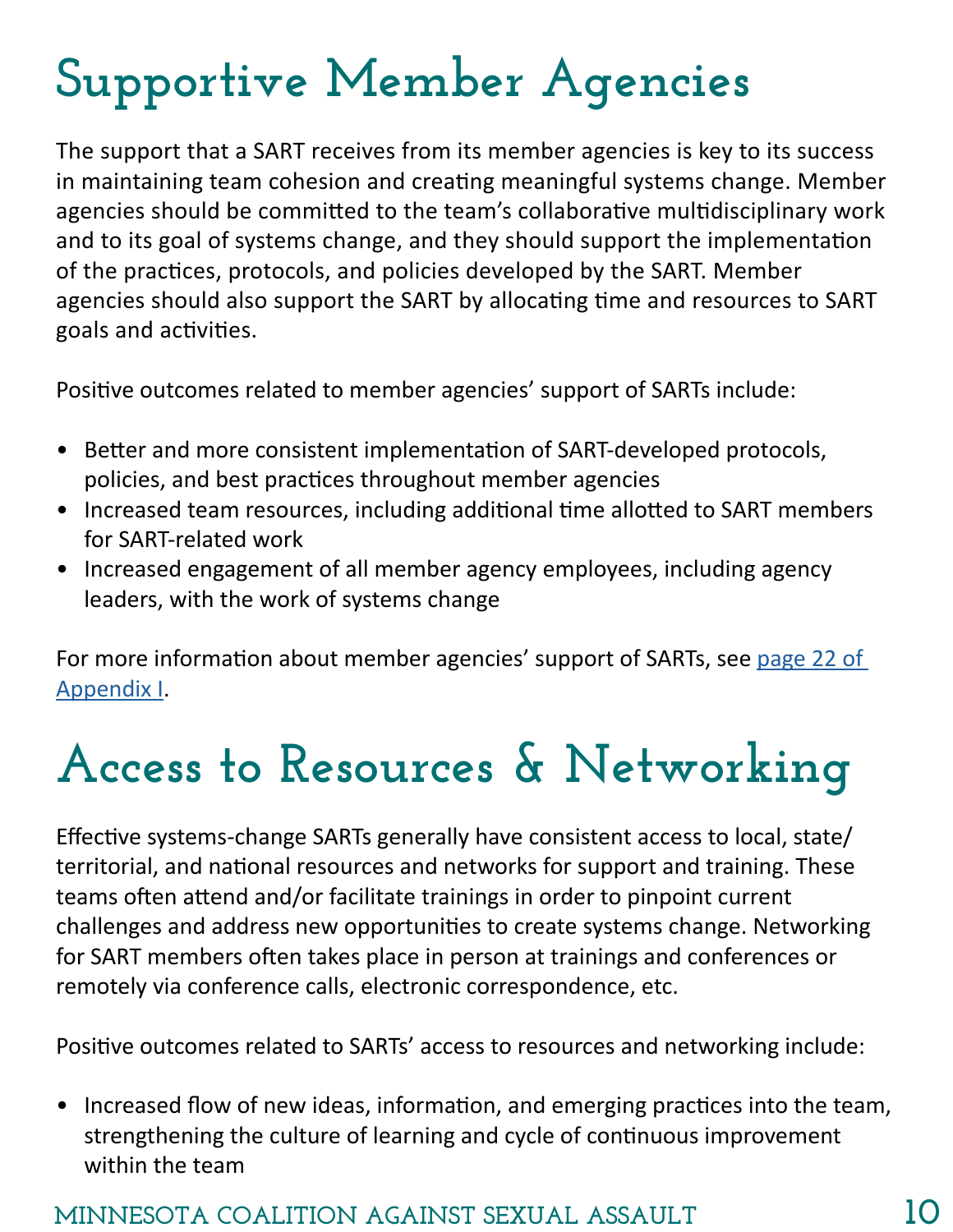# Supportive Member Agencies

The support that a SART receives from its member agencies is key to its success in maintaining team cohesion and creating meaningful systems change. Member agencies should be committed to the team's collaborative multidisciplinary work and to its goal of systems change, and they should support the implementation of the practices, protocols, and policies developed by the SART. Member agencies should also support the SART by allocating time and resources to SART goals and activities.

Positive outcomes related to member agencies' support of SARTs include:

- Better and more consistent implementation of SART-developed protocols, policies, and best practices throughout member agencies
- Increased team resources, including additional time allotted to SART members for SART-related work
- Increased engagement of all member agency employees, including agency leaders, with the work of systems change

For more information about member agencies' support of SARTs, see page 22 of Appendix I.

# Access to Resources & Networking

Effective systems-change SARTs generally have consistent access to local, state/territorial, and national resources and networks for support and training. These teams often attend and/or facilitate trainings in order to pinpoint current challenges and address new opportunities to create systems change. Networking for SART members often takes place in person at trainings and conferences or remotely via conference calls, electronic correspondence, etc.

Positive outcomes related to SARTs' access to resources and networking include:

- Increased flow of new ideas, information, and emerging practices into the team, strengthening the culture of learning and cycle of continuous improvement within the team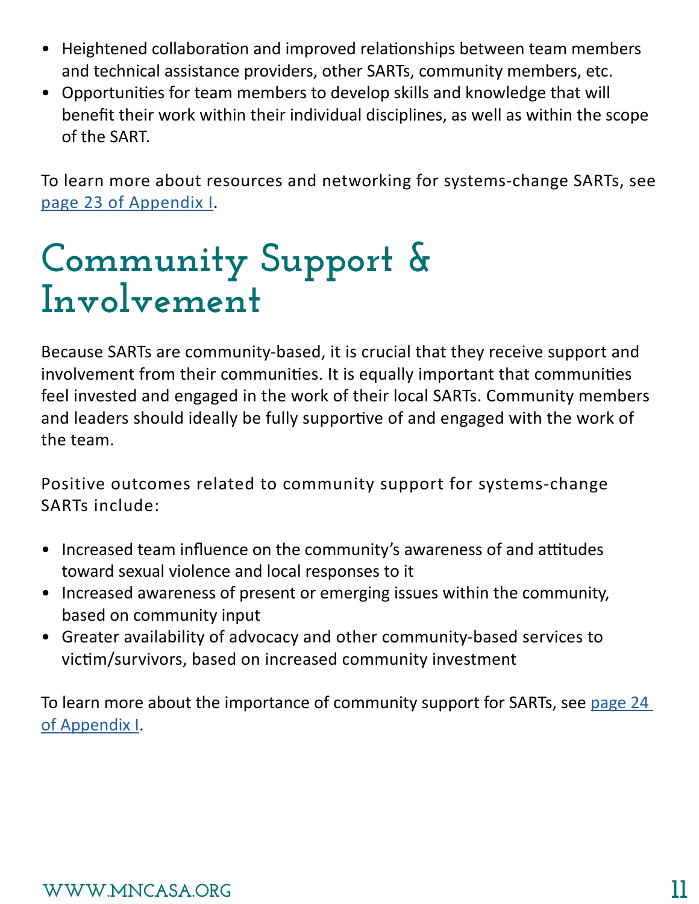- Heightened collaboration and improved relationships between team members and technical assistance providers, other SARTs, community members, etc.
- Opportunities for team members to develop skills and knowledge that will benefit their work within their individual disciplines, as well as within the scope of the SART.

To learn more about resources and networking for systems-change SARTs, see [page 23 of Appendix I].

# Community Support & Involvement

Because SARTs are community-based, it is crucial that they receive support and involvement from their communities. It is equally important that communities feel invested and engaged in the work of their local SARTs. Community members and leaders should ideally be fully supportive of and engaged with the work of the team.

Positive outcomes related to community support for systems-change SARTs include:

- Increased team influence on the community's awareness of and attitudes toward sexual violence and local responses to it
- Increased awareness of present or emerging issues within the community, based on community input
- Greater availability of advocacy and other community-based services to victim/survivors, based on increased community investment

To learn more about the importance of community support for SARTs, see [page 24 of Appendix I].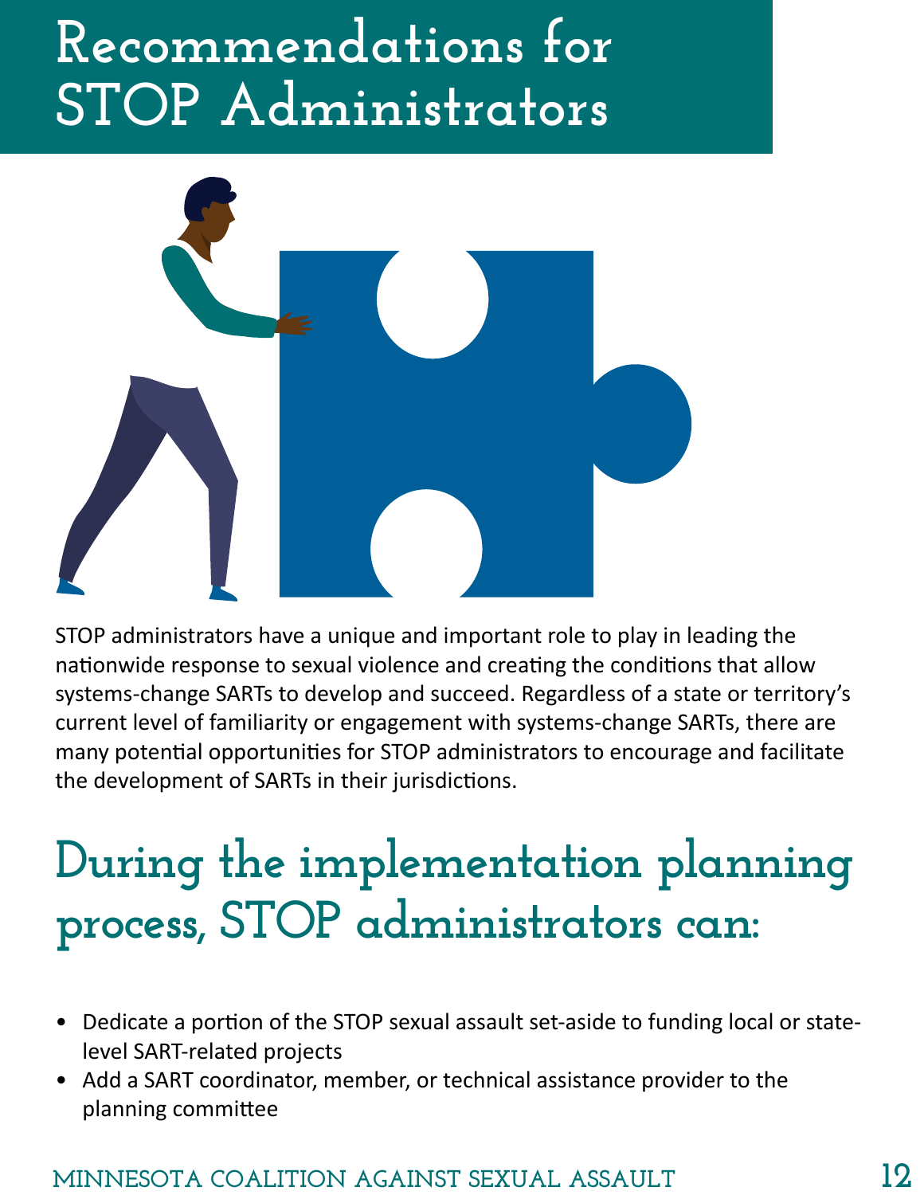# Recommendations for STOP Administrators

STOP administrators have a unique and important role to play in leading the nationwide response to sexual violence and creating the conditions that allow systems-change SARTs to develop and succeed. Regardless of a state or territory's current level of familiarity or engagement with systems-change SARTs, there are many potential opportunities for STOP administrators to encourage and facilitate the development of SARTs in their jurisdictions.

## During the implementation planning process, STOP administrators can:

- Dedicate a portion of the STOP sexual assault set-aside to funding local or state-level SART-related projects
- Add a SART coordinator, member, or technical assistance provider to the planning committee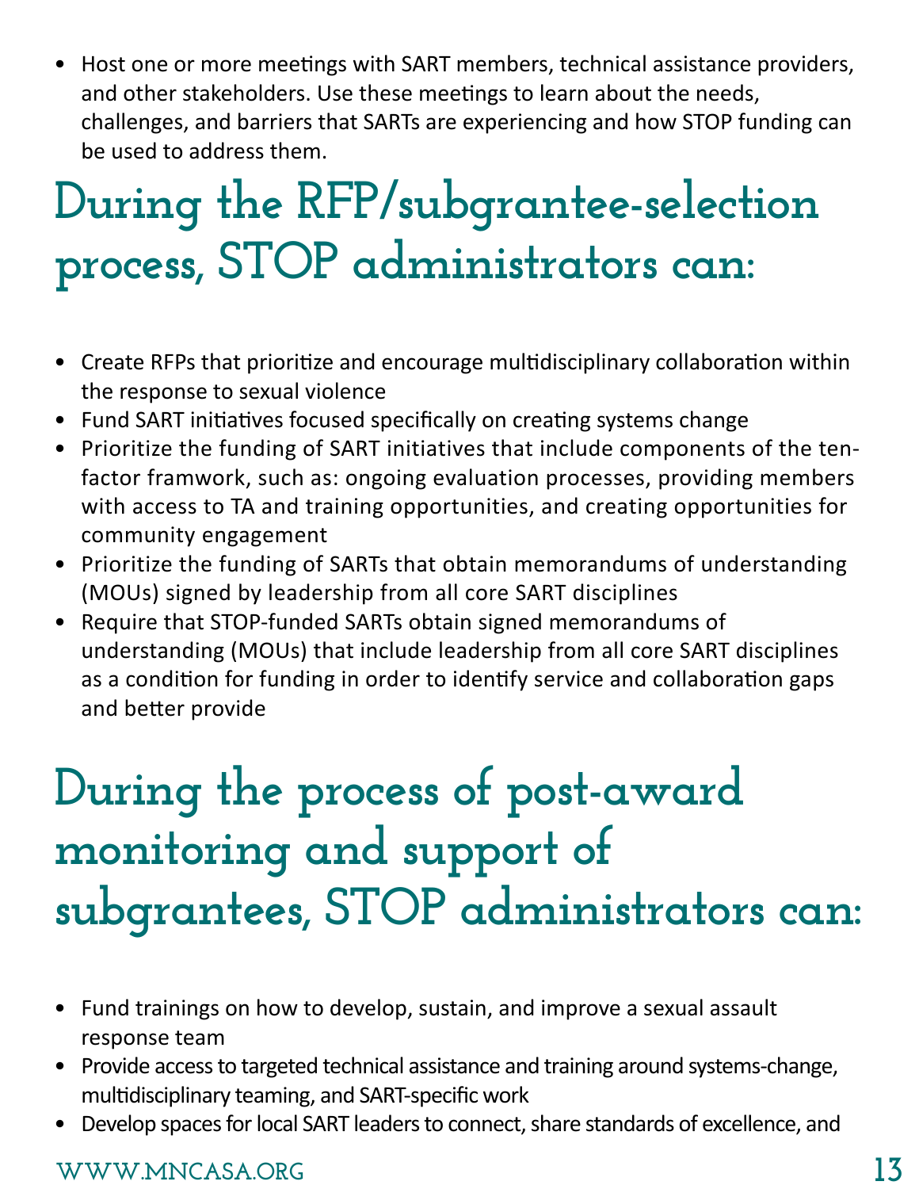- Host one or more meetings with SART members, technical assistance providers, and other stakeholders. Use these meetings to learn about the needs, challenges, and barriers that SARTs are experiencing and how STOP funding can be used to address them.

## During the RFP/subgrantee-selection process, STOP administrators can:

- Create RFPs that prioritize and encourage multidisciplinary collaboration within the response to sexual violence
- Fund SART initiatives focused specifically on creating systems change
- Prioritize the funding of SART initiatives that include components of the ten-factor framwork, such as: ongoing evaluation processes, providing members with access to TA and training opportunities, and creating opportunities for community engagement
- Prioritize the funding of SARTs that obtain memorandums of understanding (MOUs) signed by leadership from all core SART disciplines
- Require that STOP-funded SARTs obtain signed memorandums of understanding (MOUs) that include leadership from all core SART disciplines as a condition for funding in order to identify service and collaboration gaps and better provide

## During the process of post-award monitoring and support of subgrantees, STOP administrators can:

- Fund trainings on how to develop, sustain, and improve a sexual assault response team
- Provide access to targeted technical assistance and training around systems-change, multidisciplinary teaming, and SART-specific work
- Develop spaces for local SART leaders to connect, share standards of excellence, and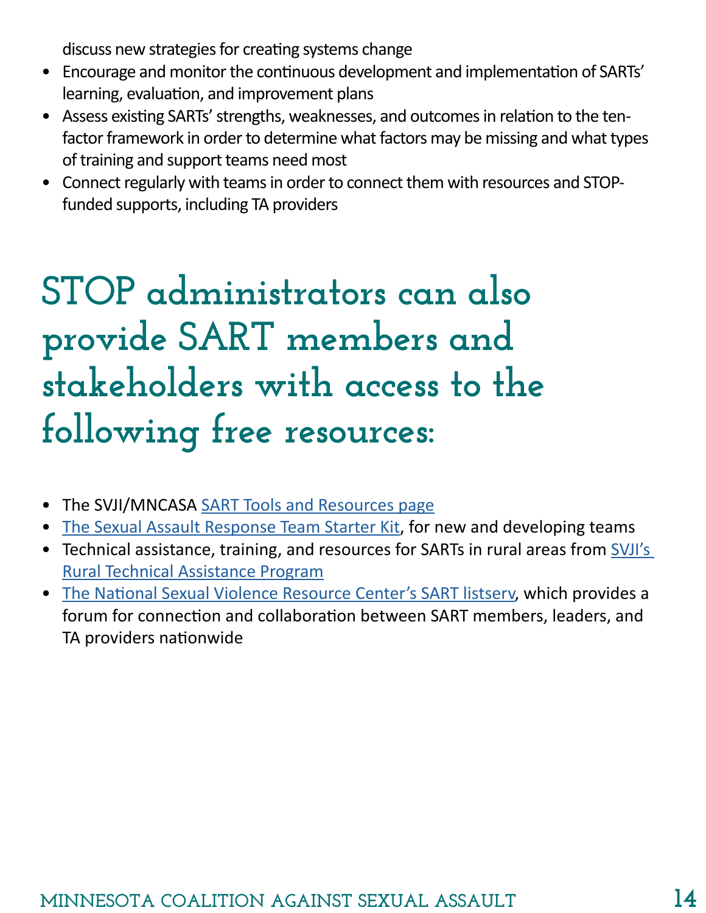discuss new strategies for creating systems change

- Encourage and monitor the continuous development and implementation of SARTs' learning, evaluation, and improvement plans
- Assess existing SARTs' strengths, weaknesses, and outcomes in relation to the ten-factor framework in order to determine what factors may be missing and what types of training and support teams need most
- Connect regularly with teams in order to connect them with resources and STOP-funded supports, including TA providers

## STOP administrators can also provide SART members and stakeholders with access to the following free resources:

- The SVJI/MNCASA SART Tools and Resources page
- The Sexual Assault Response Team Starter Kit, for new and developing teams
- Technical assistance, training, and resources for SARTs in rural areas from SVJI's Rural Technical Assistance Program
- The National Sexual Violence Resource Center's SART listserv, which provides a forum for connection and collaboration between SART members, leaders, and TA providers nationwide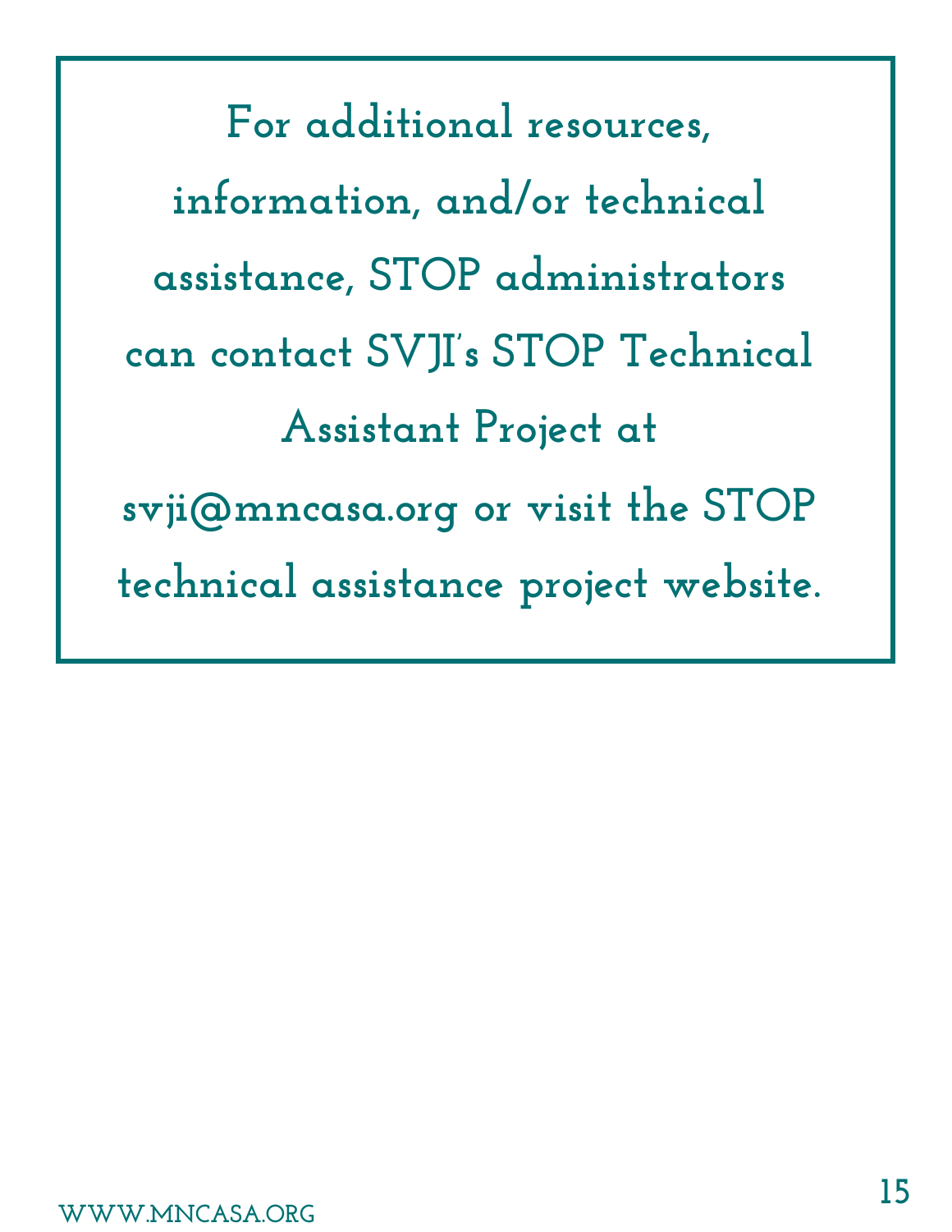**For additional resources, information, and/or technical assistance, STOP administrators can contact SVJI's STOP Technical Assistant Project at svji@mncasa.org or visit the STOP technical assistance project website.**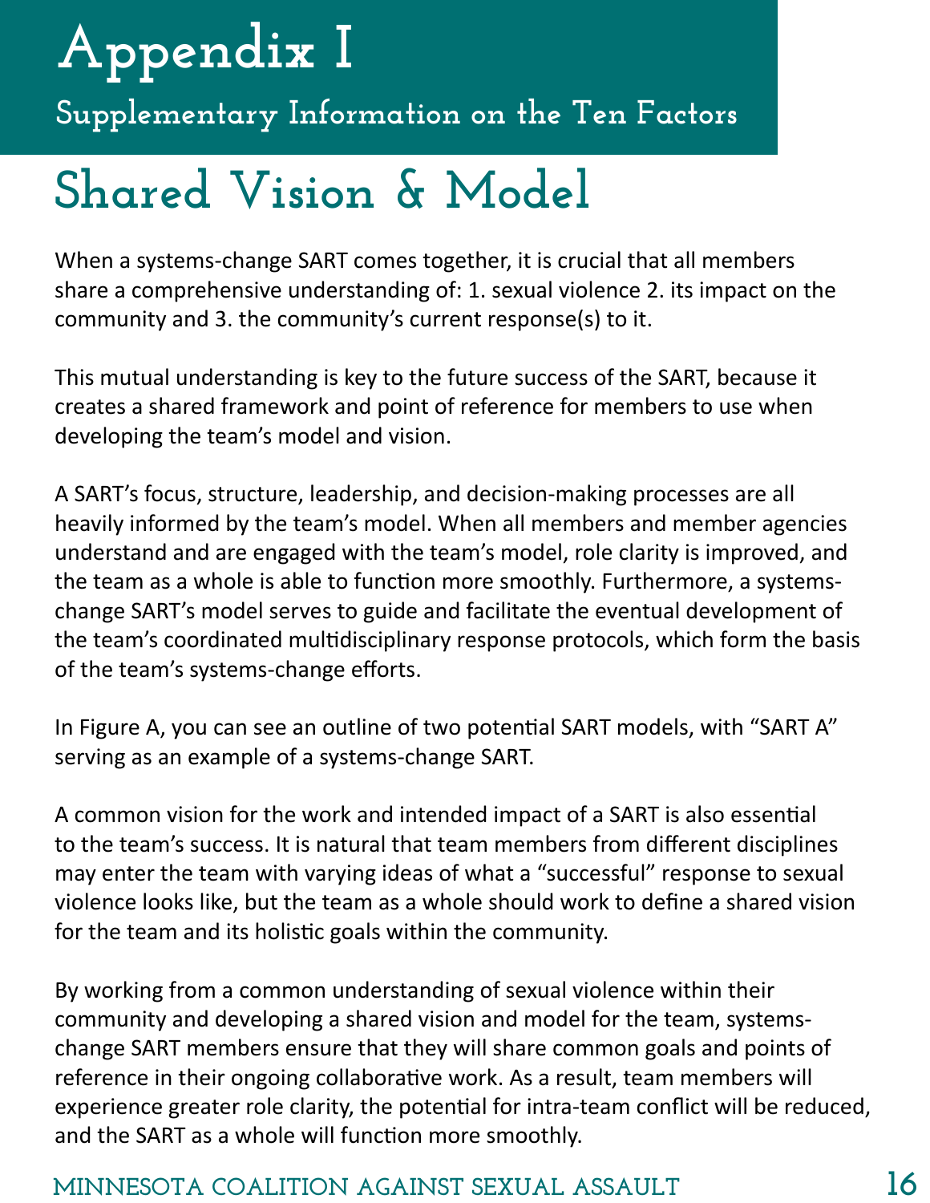# Appendix I

## Supplementary Information on the Ten Factors

# Shared Vision & Model

When a systems-change SART comes together, it is crucial that all members share a comprehensive understanding of: 1. sexual violence 2. its impact on the community and 3. the community's current response(s) to it.

This mutual understanding is key to the future success of the SART, because it creates a shared framework and point of reference for members to use when developing the team's model and vision.

A SART's focus, structure, leadership, and decision-making processes are all heavily informed by the team's model. When all members and member agencies understand and are engaged with the team's model, role clarity is improved, and the team as a whole is able to function more smoothly. Furthermore, a systems-change SART's model serves to guide and facilitate the eventual development of the team's coordinated multidisciplinary response protocols, which form the basis of the team's systems-change efforts.

In Figure A, you can see an outline of two potential SART models, with "SART A" serving as an example of a systems-change SART.

A common vision for the work and intended impact of a SART is also essential to the team's success. It is natural that team members from different disciplines may enter the team with varying ideas of what a "successful" response to sexual violence looks like, but the team as a whole should work to define a shared vision for the team and its holistic goals within the community.

By working from a common understanding of sexual violence within their community and developing a shared vision and model for the team, systems-change SART members ensure that they will share common goals and points of reference in their ongoing collaborative work. As a result, team members will experience greater role clarity, the potential for intra-team conflict will be reduced, and the SART as a whole will function more smoothly.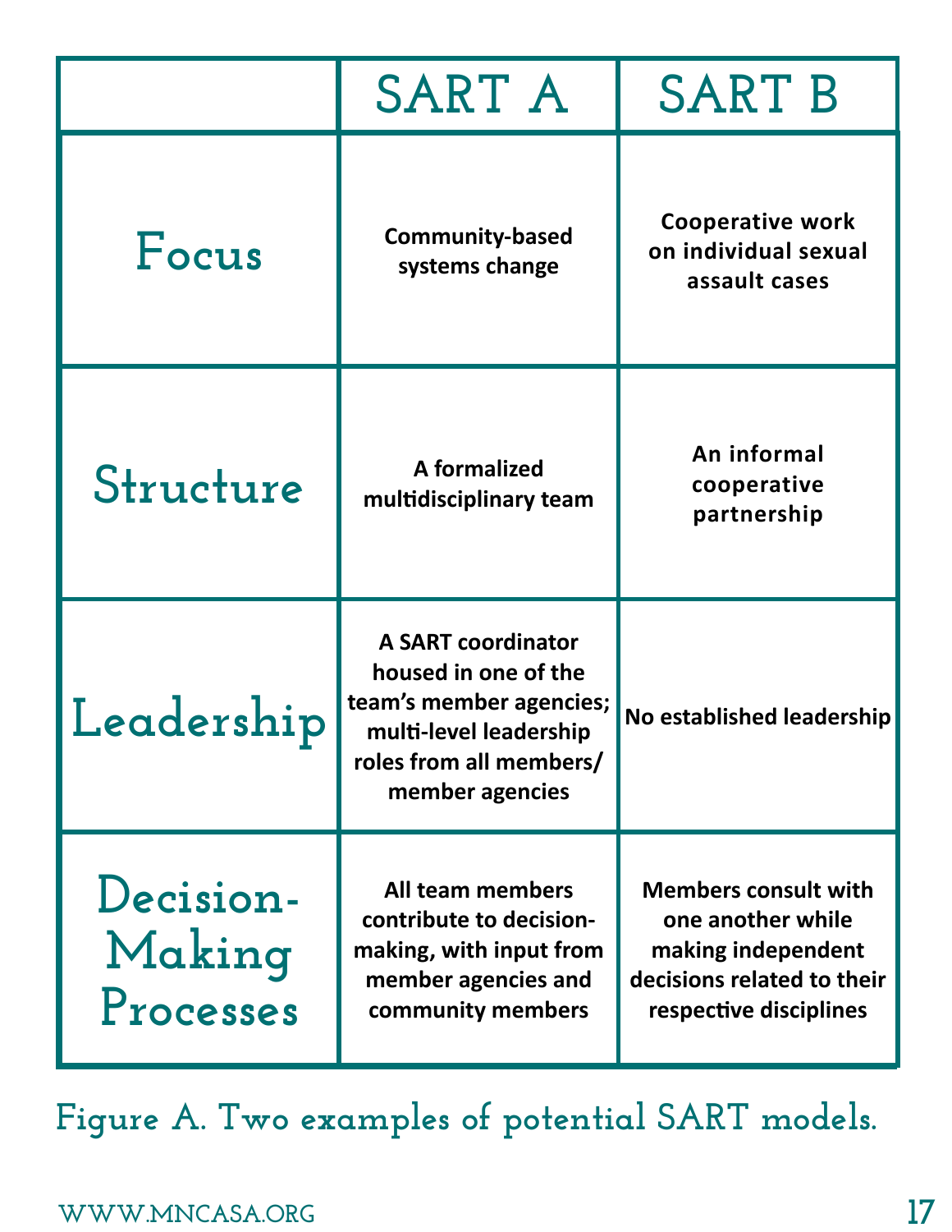| | SART A | SART B |
|---|---|---|
| Focus | Community-based systems change | Cooperative work on individual sexual assault cases |
| Structure | A formalized multidisciplinary team | An informal cooperative partnership |
| Leadership | A SART coordinator housed in one of the team's member agencies; multi-level leadership roles from all members/ member agencies | No established leadership |
| Decision-Making Processes | All team members contribute to decision-making, with input from member agencies and community members | Members consult with one another while making independent decisions related to their respective disciplines |

Figure A. Two examples of potential SART models.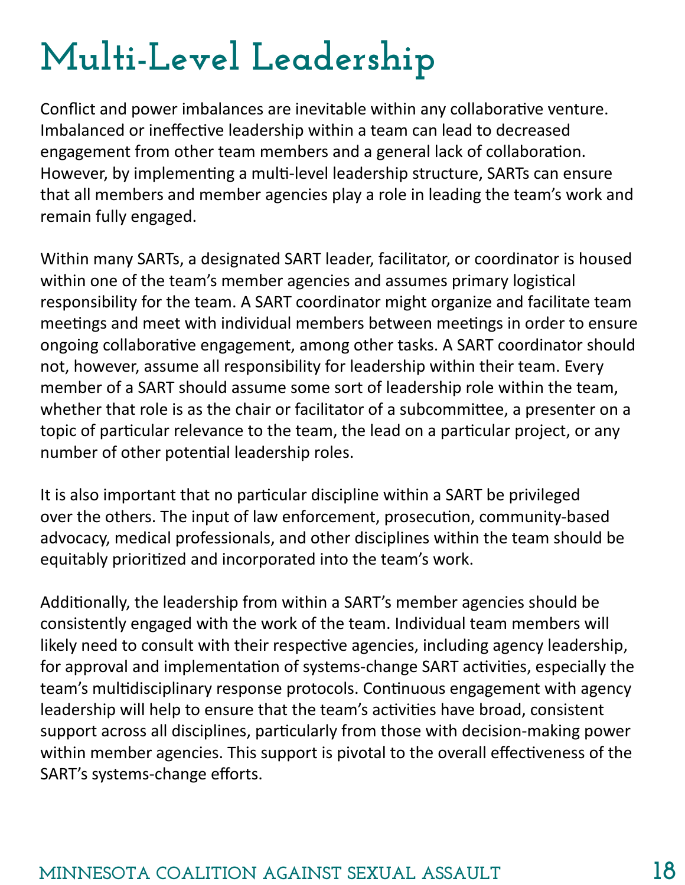# Multi-Level Leadership

Conflict and power imbalances are inevitable within any collaborative venture. Imbalanced or ineffective leadership within a team can lead to decreased engagement from other team members and a general lack of collaboration. However, by implementing a multi-level leadership structure, SARTs can ensure that all members and member agencies play a role in leading the team's work and remain fully engaged.

Within many SARTs, a designated SART leader, facilitator, or coordinator is housed within one of the team's member agencies and assumes primary logistical responsibility for the team. A SART coordinator might organize and facilitate team meetings and meet with individual members between meetings in order to ensure ongoing collaborative engagement, among other tasks. A SART coordinator should not, however, assume all responsibility for leadership within their team. Every member of a SART should assume some sort of leadership role within the team, whether that role is as the chair or facilitator of a subcommittee, a presenter on a topic of particular relevance to the team, the lead on a particular project, or any number of other potential leadership roles.

It is also important that no particular discipline within a SART be privileged over the others. The input of law enforcement, prosecution, community-based advocacy, medical professionals, and other disciplines within the team should be equitably prioritized and incorporated into the team's work.

Additionally, the leadership from within a SART's member agencies should be consistently engaged with the work of the team. Individual team members will likely need to consult with their respective agencies, including agency leadership, for approval and implementation of systems-change SART activities, especially the team's multidisciplinary response protocols. Continuous engagement with agency leadership will help to ensure that the team's activities have broad, consistent support across all disciplines, particularly from those with decision-making power within member agencies. This support is pivotal to the overall effectiveness of the SART's systems-change efforts.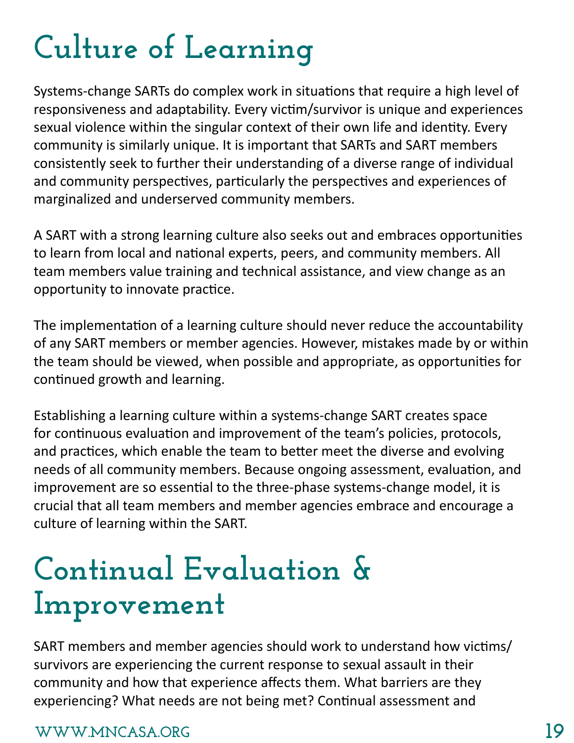# Culture of Learning

Systems-change SARTs do complex work in situations that require a high level of responsiveness and adaptability. Every victim/survivor is unique and experiences sexual violence within the singular context of their own life and identity. Every community is similarly unique. It is important that SARTs and SART members consistently seek to further their understanding of a diverse range of individual and community perspectives, particularly the perspectives and experiences of marginalized and underserved community members.

A SART with a strong learning culture also seeks out and embraces opportunities to learn from local and national experts, peers, and community members. All team members value training and technical assistance, and view change as an opportunity to innovate practice.

The implementation of a learning culture should never reduce the accountability of any SART members or member agencies. However, mistakes made by or within the team should be viewed, when possible and appropriate, as opportunities for continued growth and learning.

Establishing a learning culture within a systems-change SART creates space for continuous evaluation and improvement of the team's policies, protocols, and practices, which enable the team to better meet the diverse and evolving needs of all community members. Because ongoing assessment, evaluation, and improvement are so essential to the three-phase systems-change model, it is crucial that all team members and member agencies embrace and encourage a culture of learning within the SART.

# Continual Evaluation & Improvement

SART members and member agencies should work to understand how victims/survivors are experiencing the current response to sexual assault in their community and how that experience affects them. What barriers are they experiencing? What needs are not being met? Continual assessment and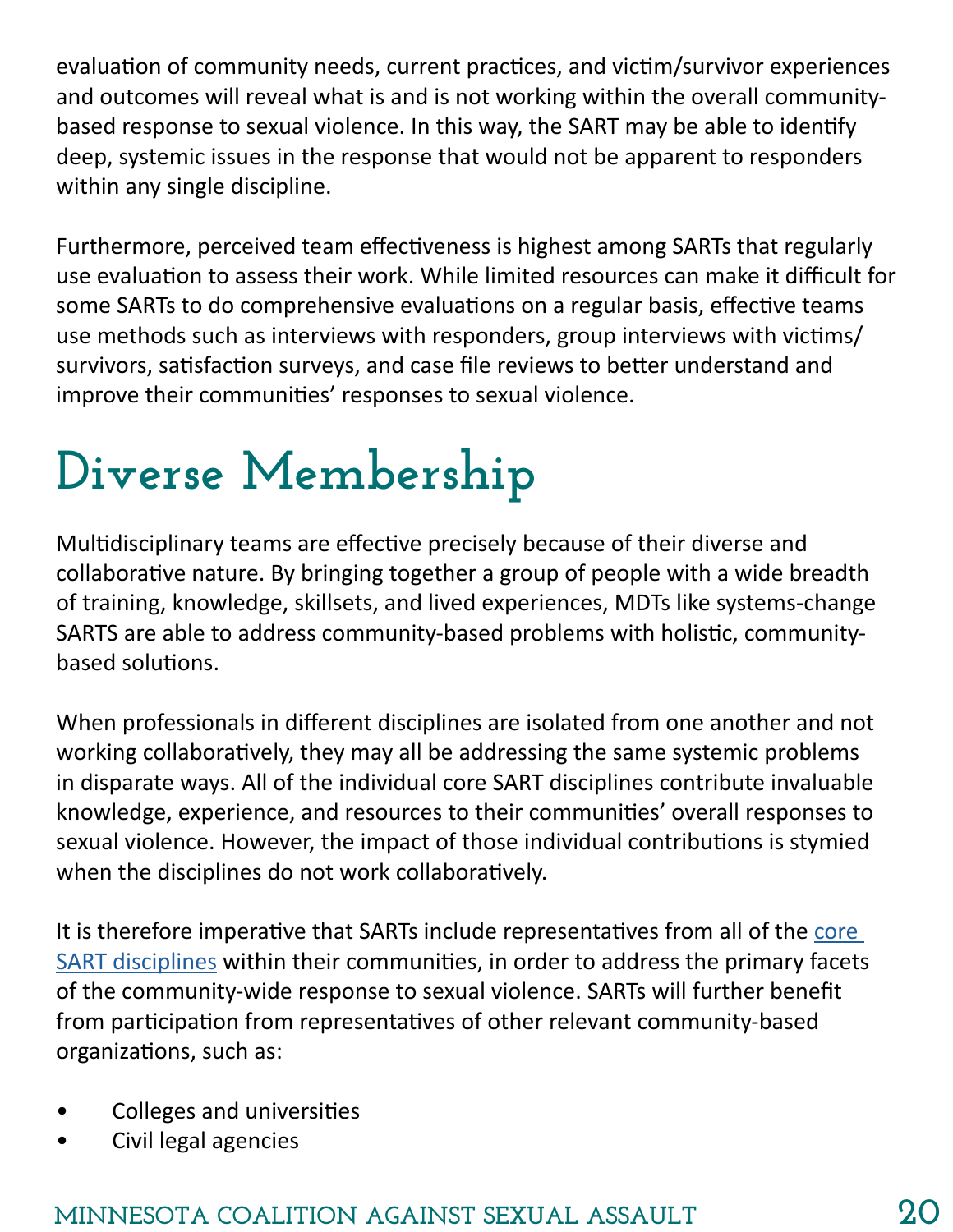evaluation of community needs, current practices, and victim/survivor experiences and outcomes will reveal what is and is not working within the overall community-based response to sexual violence. In this way, the SART may be able to identify deep, systemic issues in the response that would not be apparent to responders within any single discipline.

Furthermore, perceived team effectiveness is highest among SARTs that regularly use evaluation to assess their work. While limited resources can make it difficult for some SARTs to do comprehensive evaluations on a regular basis, effective teams use methods such as interviews with responders, group interviews with victims/survivors, satisfaction surveys, and case file reviews to better understand and improve their communities' responses to sexual violence.

# Diverse Membership

Multidisciplinary teams are effective precisely because of their diverse and collaborative nature. By bringing together a group of people with a wide breadth of training, knowledge, skillsets, and lived experiences, MDTs like systems-change SARTS are able to address community-based problems with holistic, community-based solutions.

When professionals in different disciplines are isolated from one another and not working collaboratively, they may all be addressing the same systemic problems in disparate ways. All of the individual core SART disciplines contribute invaluable knowledge, experience, and resources to their communities' overall responses to sexual violence. However, the impact of those individual contributions is stymied when the disciplines do not work collaboratively.

It is therefore imperative that SARTs include representatives from all of the core SART disciplines within their communities, in order to address the primary facets of the community-wide response to sexual violence. SARTs will further benefit from participation from representatives of other relevant community-based organizations, such as:

- Colleges and universities
- Civil legal agencies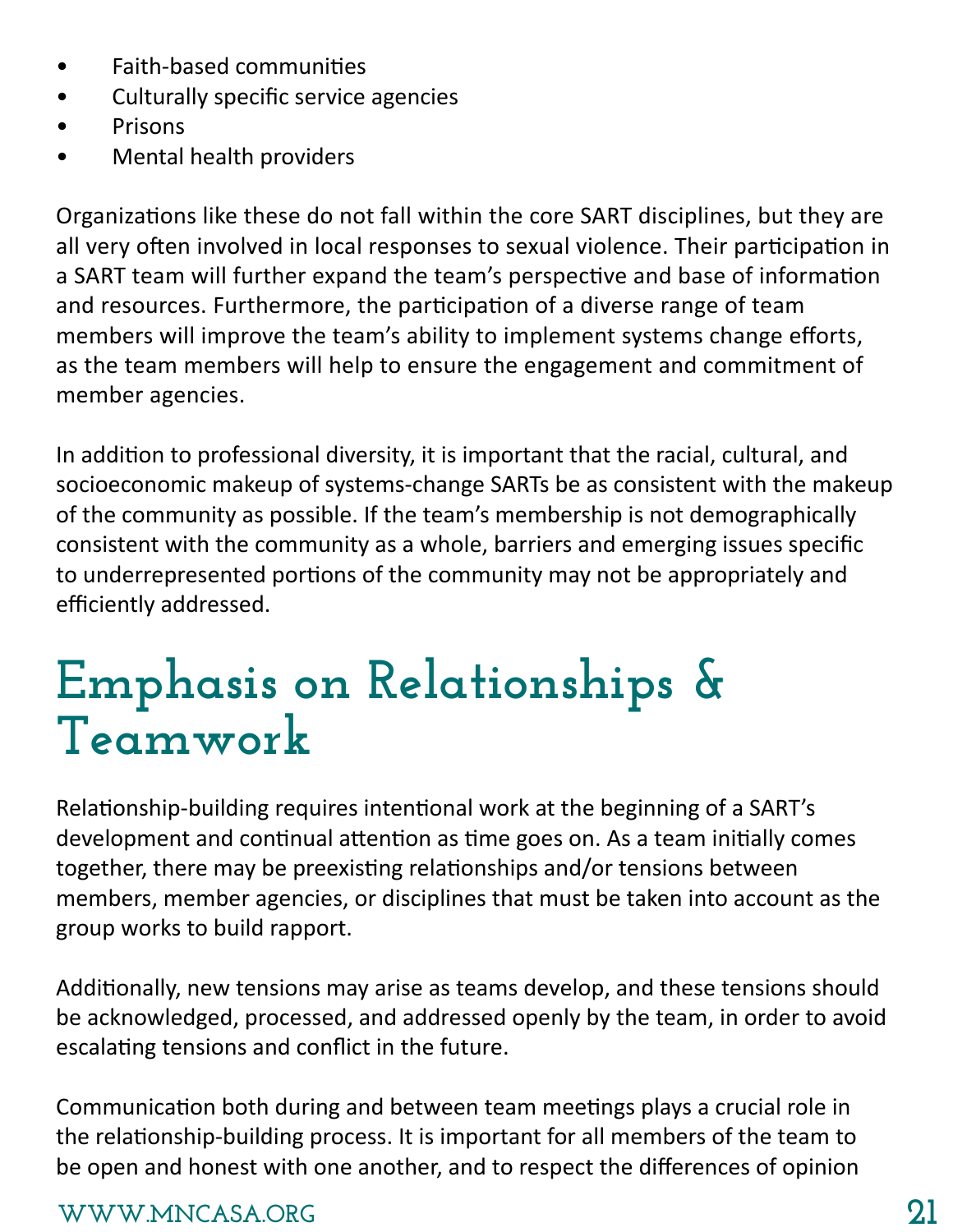- Faith-based communities
- Culturally specific service agencies
- Prisons
- Mental health providers

Organizations like these do not fall within the core SART disciplines, but they are all very often involved in local responses to sexual violence. Their participation in a SART team will further expand the team's perspective and base of information and resources. Furthermore, the participation of a diverse range of team members will improve the team's ability to implement systems change efforts, as the team members will help to ensure the engagement and commitment of member agencies.

In addition to professional diversity, it is important that the racial, cultural, and socioeconomic makeup of systems-change SARTs be as consistent with the makeup of the community as possible. If the team's membership is not demographically consistent with the community as a whole, barriers and emerging issues specific to underrepresented portions of the community may not be appropriately and efficiently addressed.

# Emphasis on Relationships & Teamwork

Relationship-building requires intentional work at the beginning of a SART's development and continual attention as time goes on. As a team initially comes together, there may be preexisting relationships and/or tensions between members, member agencies, or disciplines that must be taken into account as the group works to build rapport.

Additionally, new tensions may arise as teams develop, and these tensions should be acknowledged, processed, and addressed openly by the team, in order to avoid escalating tensions and conflict in the future.

Communication both during and between team meetings plays a crucial role in the relationship-building process. It is important for all members of the team to be open and honest with one another, and to respect the differences of opinion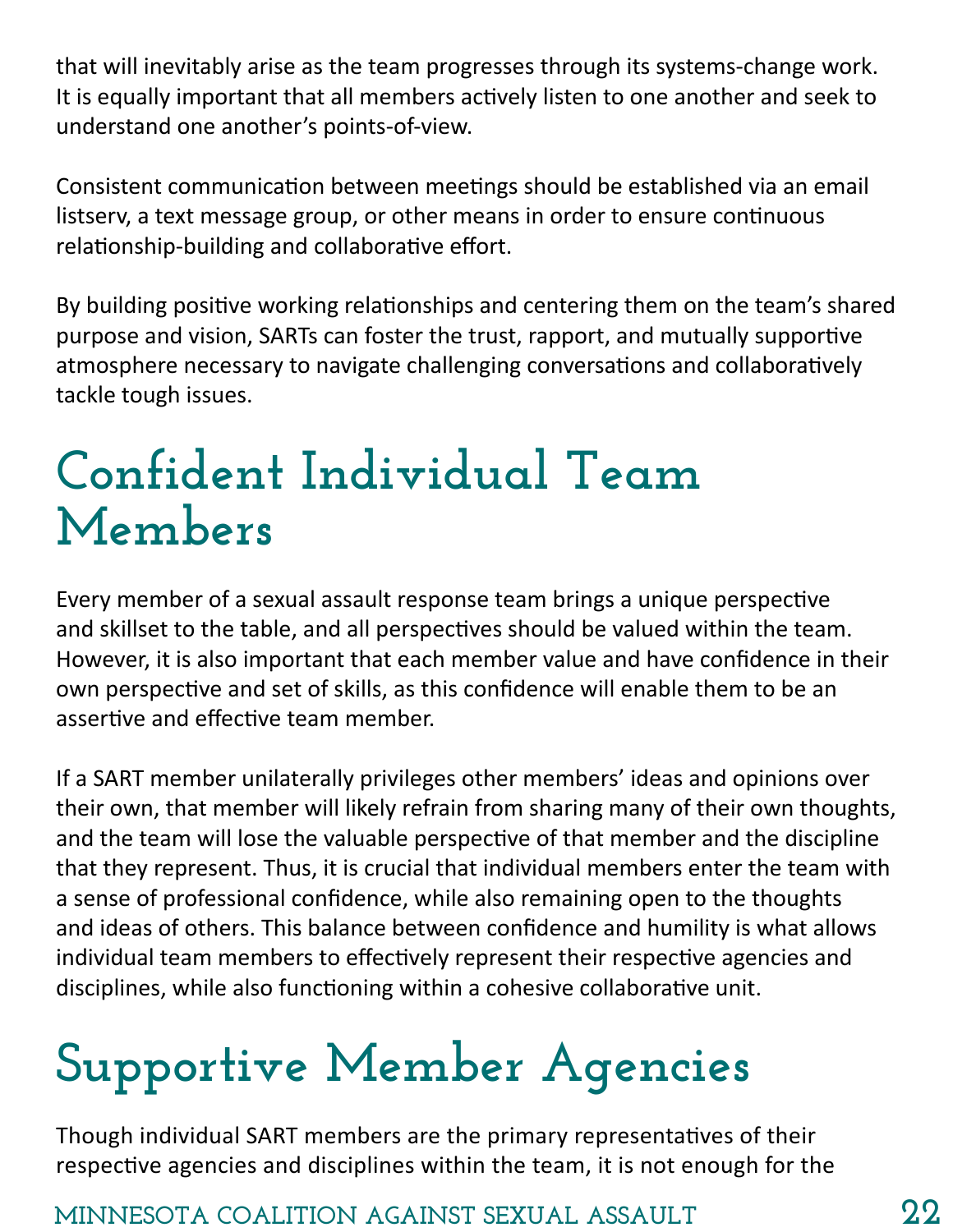that will inevitably arise as the team progresses through its systems-change work. It is equally important that all members actively listen to one another and seek to understand one another's points-of-view.

Consistent communication between meetings should be established via an email listserv, a text message group, or other means in order to ensure continuous relationship-building and collaborative effort.

By building positive working relationships and centering them on the team's shared purpose and vision, SARTs can foster the trust, rapport, and mutually supportive atmosphere necessary to navigate challenging conversations and collaboratively tackle tough issues.

# Confident Individual Team Members

Every member of a sexual assault response team brings a unique perspective and skillset to the table, and all perspectives should be valued within the team. However, it is also important that each member value and have confidence in their own perspective and set of skills, as this confidence will enable them to be an assertive and effective team member.

If a SART member unilaterally privileges other members' ideas and opinions over their own, that member will likely refrain from sharing many of their own thoughts, and the team will lose the valuable perspective of that member and the discipline that they represent. Thus, it is crucial that individual members enter the team with a sense of professional confidence, while also remaining open to the thoughts and ideas of others. This balance between confidence and humility is what allows individual team members to effectively represent their respective agencies and disciplines, while also functioning within a cohesive collaborative unit.

# Supportive Member Agencies

Though individual SART members are the primary representatives of their respective agencies and disciplines within the team, it is not enough for the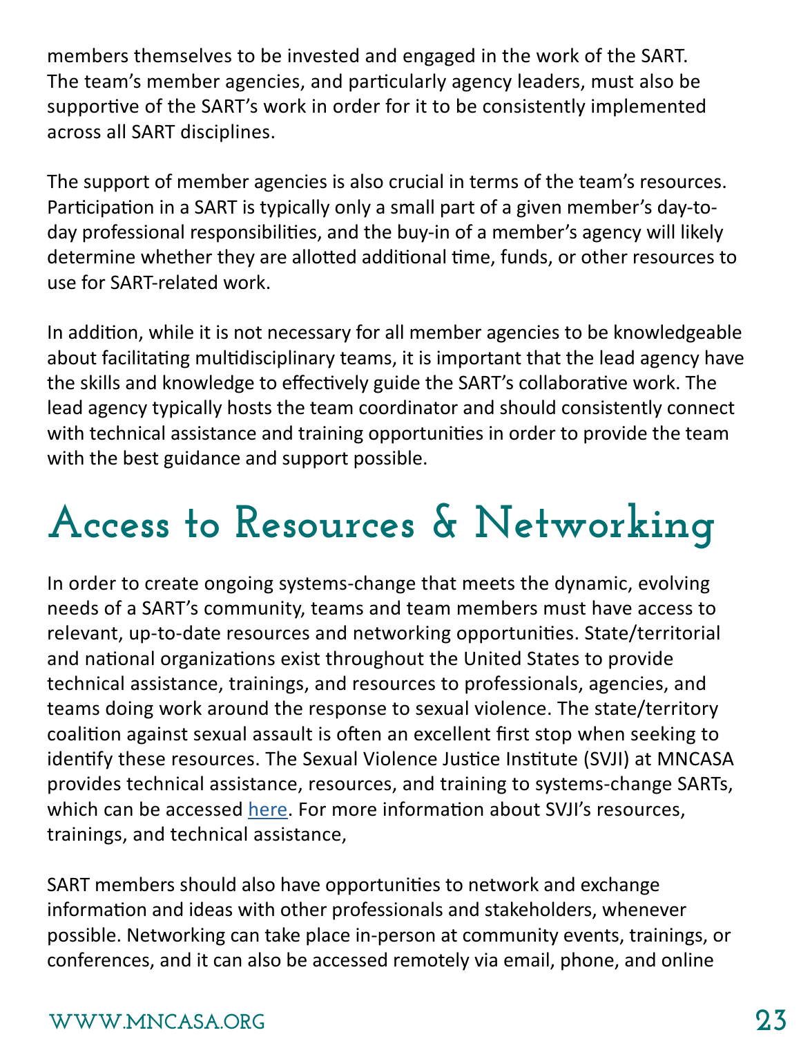members themselves to be invested and engaged in the work of the SART. The team's member agencies, and particularly agency leaders, must also be supportive of the SART's work in order for it to be consistently implemented across all SART disciplines.

The support of member agencies is also crucial in terms of the team's resources. Participation in a SART is typically only a small part of a given member's day-to-day professional responsibilities, and the buy-in of a member's agency will likely determine whether they are allotted additional time, funds, or other resources to use for SART-related work.

In addition, while it is not necessary for all member agencies to be knowledgeable about facilitating multidisciplinary teams, it is important that the lead agency have the skills and knowledge to effectively guide the SART's collaborative work. The lead agency typically hosts the team coordinator and should consistently connect with technical assistance and training opportunities in order to provide the team with the best guidance and support possible.

# Access to Resources & Networking

In order to create ongoing systems-change that meets the dynamic, evolving needs of a SART's community, teams and team members must have access to relevant, up-to-date resources and networking opportunities. State/territorial and national organizations exist throughout the United States to provide technical assistance, trainings, and resources to professionals, agencies, and teams doing work around the response to sexual violence. The state/territory coalition against sexual assault is often an excellent first stop when seeking to identify these resources. The Sexual Violence Justice Institute (SVJI) at MNCASA provides technical assistance, resources, and training to systems-change SARTs, which can be accessed here. For more information about SVJI's resources, trainings, and technical assistance,

SART members should also have opportunities to network and exchange information and ideas with other professionals and stakeholders, whenever possible. Networking can take place in-person at community events, trainings, or conferences, and it can also be accessed remotely via email, phone, and online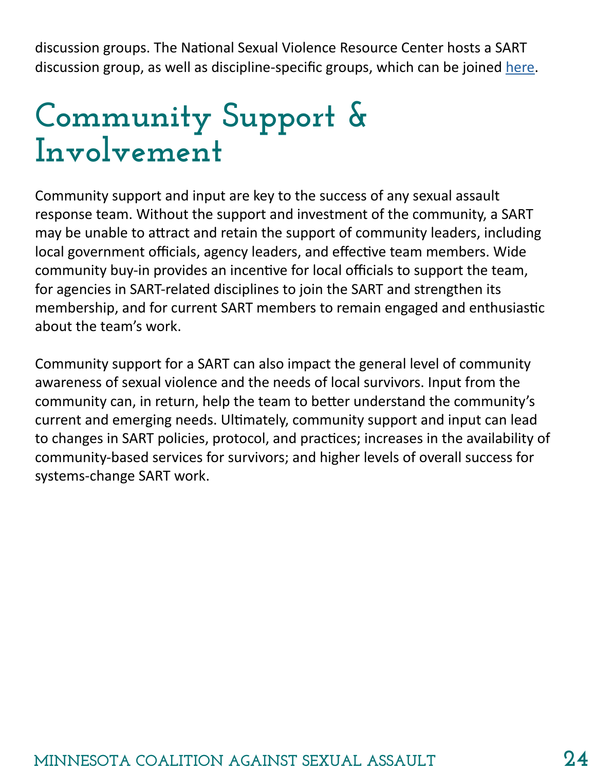discussion groups. The National Sexual Violence Resource Center hosts a SART discussion group, as well as discipline-specific groups, which can be joined here.

# Community Support & Involvement

Community support and input are key to the success of any sexual assault response team. Without the support and investment of the community, a SART may be unable to attract and retain the support of community leaders, including local government officials, agency leaders, and effective team members. Wide community buy-in provides an incentive for local officials to support the team, for agencies in SART-related disciplines to join the SART and strengthen its membership, and for current SART members to remain engaged and enthusiastic about the team's work.

Community support for a SART can also impact the general level of community awareness of sexual violence and the needs of local survivors. Input from the community can, in return, help the team to better understand the community's current and emerging needs. Ultimately, community support and input can lead to changes in SART policies, protocol, and practices; increases in the availability of community-based services for survivors; and higher levels of overall success for systems-change SART work.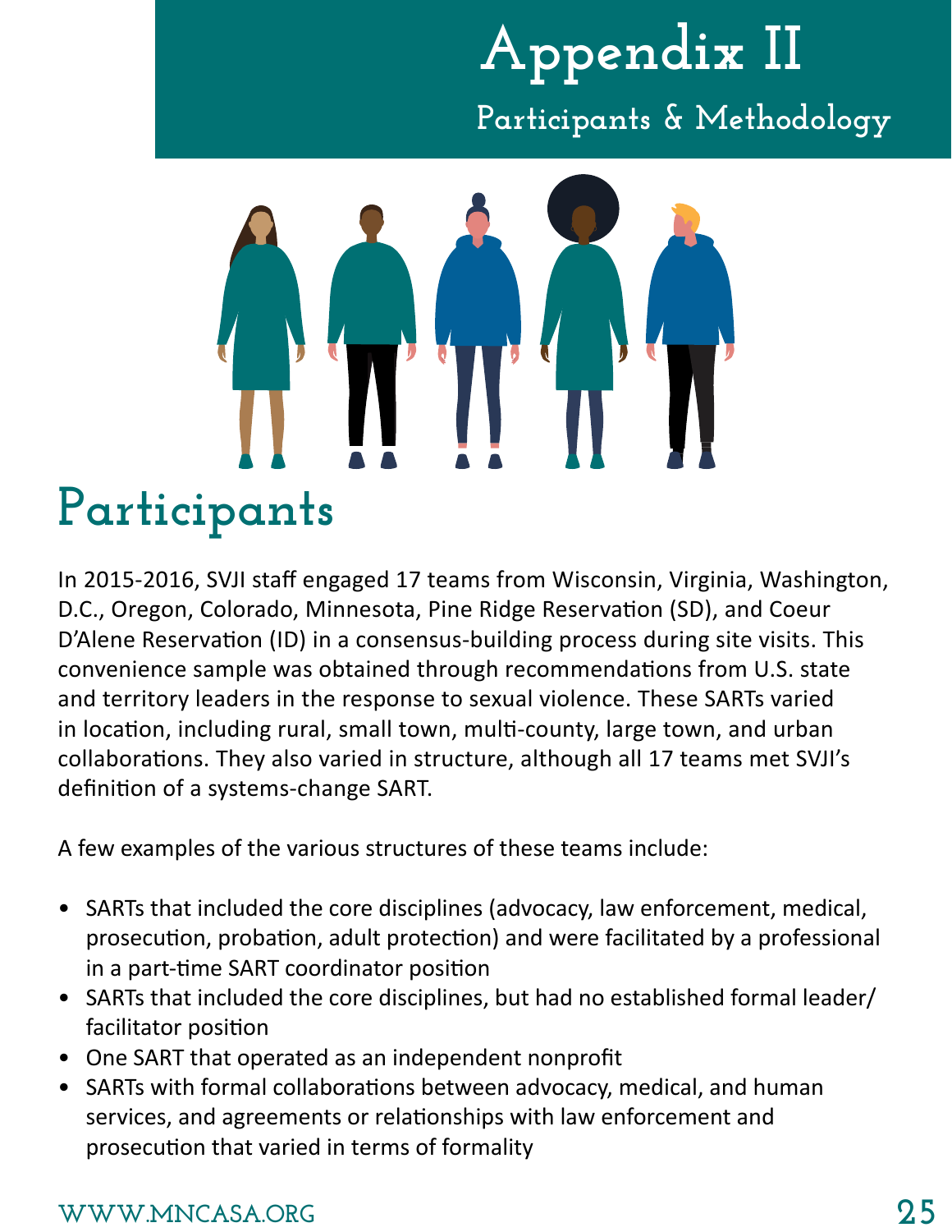# Appendix II

## Participants & Methodology

## Participants

In 2015-2016, SVJI staff engaged 17 teams from Wisconsin, Virginia, Washington, D.C., Oregon, Colorado, Minnesota, Pine Ridge Reservation (SD), and Coeur D'Alene Reservation (ID) in a consensus-building process during site visits. This convenience sample was obtained through recommendations from U.S. state and territory leaders in the response to sexual violence. These SARTs varied in location, including rural, small town, multi-county, large town, and urban collaborations. They also varied in structure, although all 17 teams met SVJI's definition of a systems-change SART.

A few examples of the various structures of these teams include:

- SARTs that included the core disciplines (advocacy, law enforcement, medical, prosecution, probation, adult protection) and were facilitated by a professional in a part-time SART coordinator position
- SARTs that included the core disciplines, but had no established formal leader/facilitator position
- One SART that operated as an independent nonprofit
- SARTs with formal collaborations between advocacy, medical, and human services, and agreements or relationships with law enforcement and prosecution that varied in terms of formality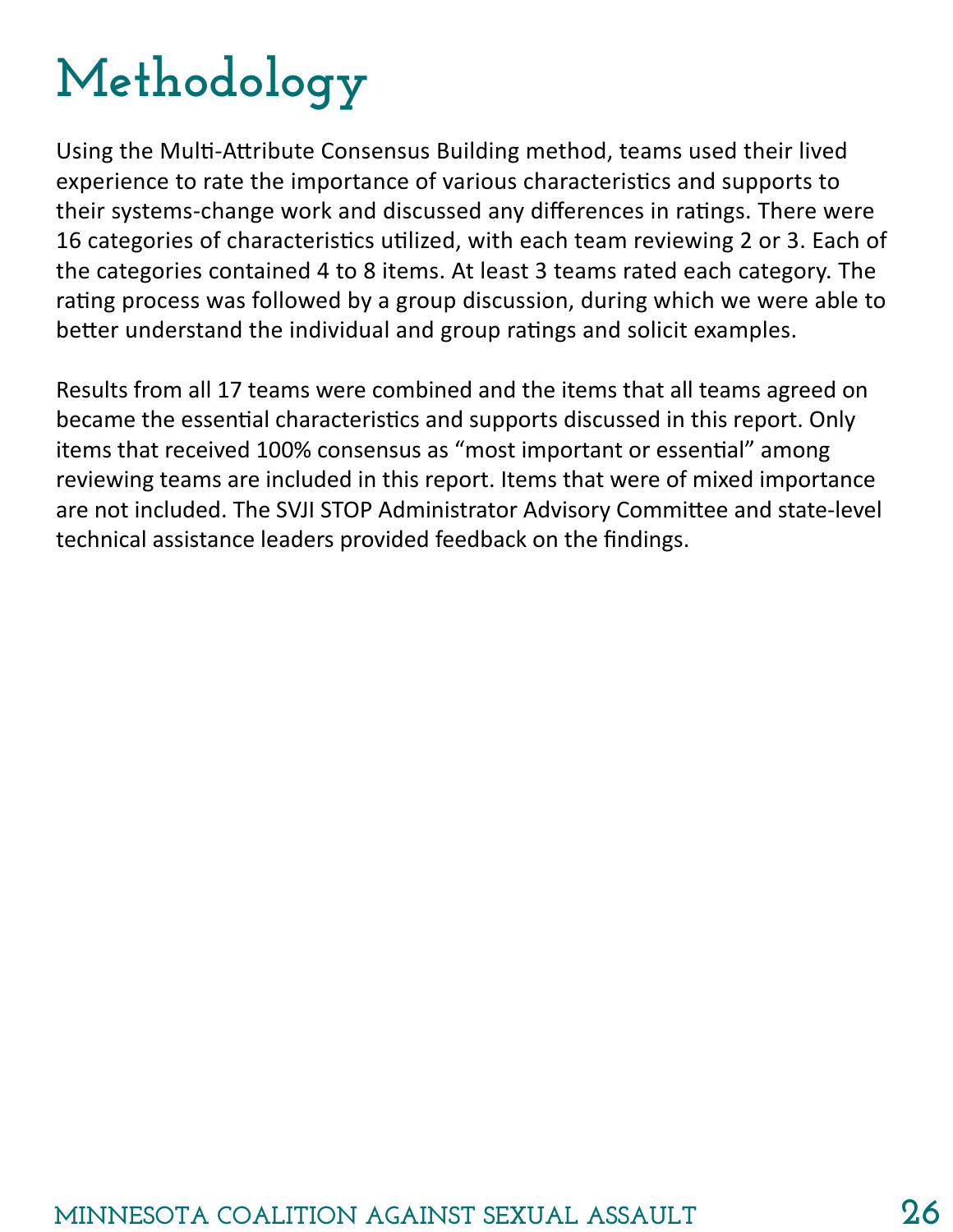# Methodology

Using the Multi-Attribute Consensus Building method, teams used their lived experience to rate the importance of various characteristics and supports to their systems-change work and discussed any differences in ratings. There were 16 categories of characteristics utilized, with each team reviewing 2 or 3. Each of the categories contained 4 to 8 items. At least 3 teams rated each category. The rating process was followed by a group discussion, during which we were able to better understand the individual and group ratings and solicit examples.

Results from all 17 teams were combined and the items that all teams agreed on became the essential characteristics and supports discussed in this report. Only items that received 100% consensus as "most important or essential" among reviewing teams are included in this report. Items that were of mixed importance are not included. The SVJI STOP Administrator Advisory Committee and state-level technical assistance leaders provided feedback on the findings.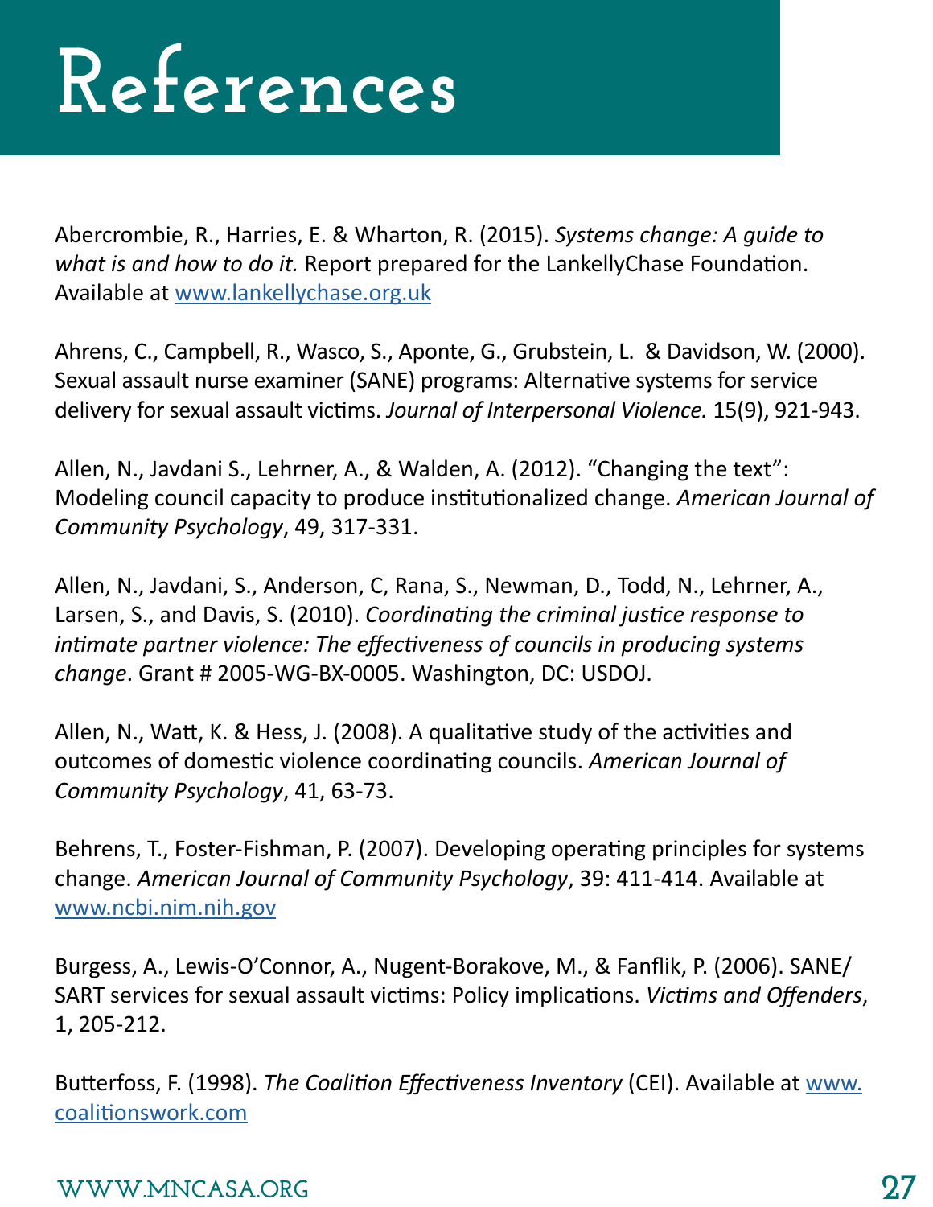# References

Abercrombie, R., Harries, E. & Wharton, R. (2015). *Systems change: A guide to what is and how to do it.* Report prepared for the LankellyChase Foundation. Available at [www.lankellychase.org.uk](www.lankellychase.org.uk)

Ahrens, C., Campbell, R., Wasco, S., Aponte, G., Grubstein, L. & Davidson, W. (2000). Sexual assault nurse examiner (SANE) programs: Alternative systems for service delivery for sexual assault victims. *Journal of Interpersonal Violence.* 15(9), 921-943.

Allen, N., Javdani S., Lehrner, A., & Walden, A. (2012). "Changing the text": Modeling council capacity to produce institutionalized change. *American Journal of Community Psychology*, 49, 317-331.

Allen, N., Javdani, S., Anderson, C, Rana, S., Newman, D., Todd, N., Lehrner, A., Larsen, S., and Davis, S. (2010). *Coordinating the criminal justice response to intimate partner violence: The effectiveness of councils in producing systems change*. Grant # 2005-WG-BX-0005. Washington, DC: USDOJ.

Allen, N., Watt, K. & Hess, J. (2008). A qualitative study of the activities and outcomes of domestic violence coordinating councils. *American Journal of Community Psychology*, 41, 63-73.

Behrens, T., Foster-Fishman, P. (2007). Developing operating principles for systems change. *American Journal of Community Psychology*, 39: 411-414. Available at [www.ncbi.nim.nih.gov](www.ncbi.nim.nih.gov)

Burgess, A., Lewis-O'Connor, A., Nugent-Borakove, M., & Fanflik, P. (2006). SANE/SART services for sexual assault victims: Policy implications. *Victims and Offenders*, 1, 205-212.

Butterfoss, F. (1998). *The Coalition Effectiveness Inventory* (CEI). Available at [www.coalitionswork.com](www.coalitionswork.com)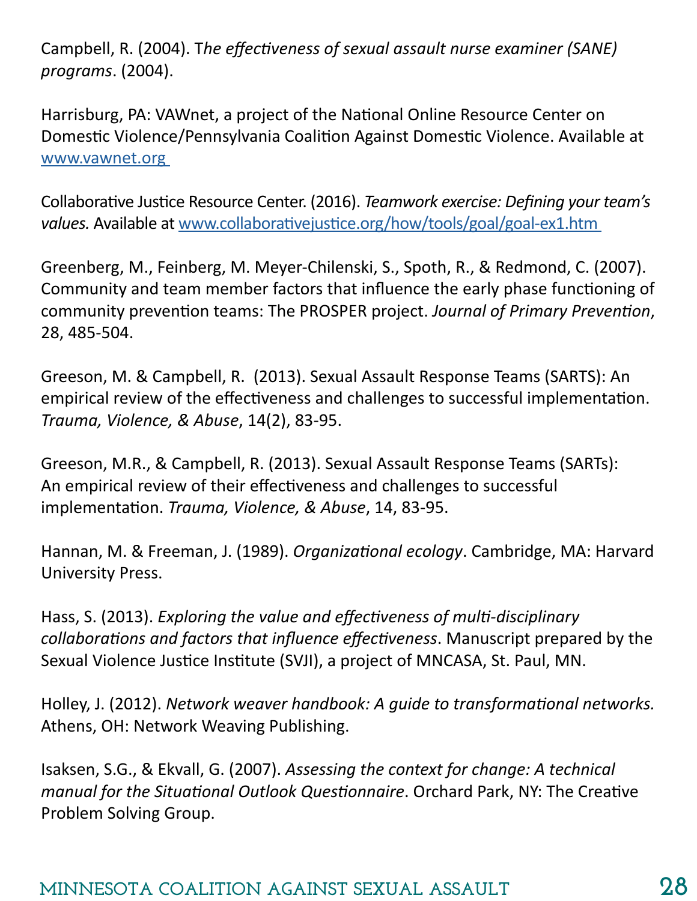Campbell, R. (2004). T*he effectiveness of sexual assault nurse examiner (SANE) programs*. (2004).

Harrisburg, PA: VAWnet, a project of the National Online Resource Center on Domestic Violence/Pennsylvania Coalition Against Domestic Violence. Available at [www.vawnet.org](http://www.vawnet.org)

Collaborative Justice Resource Center. (2016). *Teamwork exercise: Defining your team's values.* Available at [www.collaborativejustice.org/how/tools/goal/goal-ex1.htm](http://www.collaborativejustice.org/how/tools/goal/goal-ex1.htm)

Greenberg, M., Feinberg, M. Meyer-Chilenski, S., Spoth, R., & Redmond, C. (2007). Community and team member factors that influence the early phase functioning of community prevention teams: The PROSPER project. *Journal of Primary Prevention*, 28, 485-504.

Greeson, M. & Campbell, R. (2013). Sexual Assault Response Teams (SARTS): An empirical review of the effectiveness and challenges to successful implementation. *Trauma, Violence, & Abuse*, 14(2), 83-95.

Greeson, M.R., & Campbell, R. (2013). Sexual Assault Response Teams (SARTs): An empirical review of their effectiveness and challenges to successful implementation. *Trauma, Violence, & Abuse*, 14, 83-95.

Hannan, M. & Freeman, J. (1989). *Organizational ecology*. Cambridge, MA: Harvard University Press.

Hass, S. (2013). *Exploring the value and effectiveness of multi-disciplinary collaborations and factors that influence effectiveness*. Manuscript prepared by the Sexual Violence Justice Institute (SVJI), a project of MNCASA, St. Paul, MN.

Holley, J. (2012). *Network weaver handbook: A guide to transformational networks.* Athens, OH: Network Weaving Publishing.

Isaksen, S.G., & Ekvall, G. (2007). *Assessing the context for change: A technical manual for the Situational Outlook Questionnaire*. Orchard Park, NY: The Creative Problem Solving Group.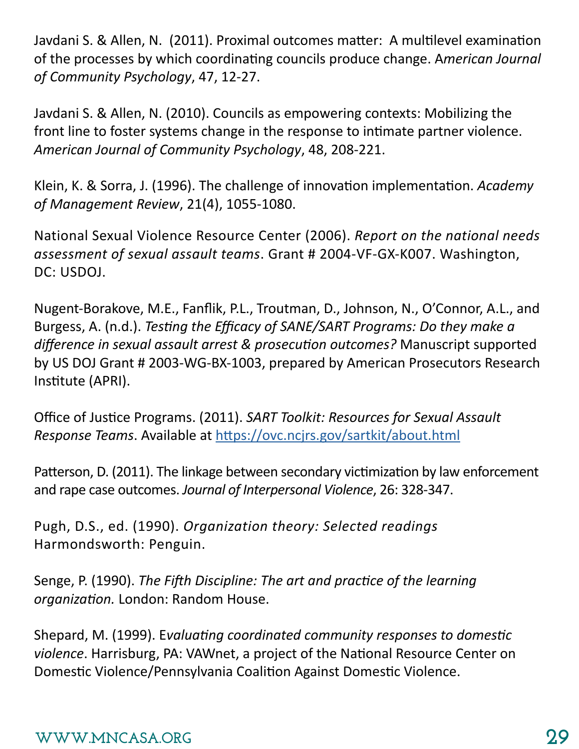Javdani S. & Allen, N. (2011). Proximal outcomes matter: A multilevel examination of the processes by which coordinating councils produce change. A*merican Journal of Community Psychology*, 47, 12-27.

Javdani S. & Allen, N. (2010). Councils as empowering contexts: Mobilizing the front line to foster systems change in the response to intimate partner violence. *American Journal of Community Psychology*, 48, 208-221.

Klein, K. & Sorra, J. (1996). The challenge of innovation implementation. *Academy of Management Review*, 21(4), 1055-1080.

National Sexual Violence Resource Center (2006). *Report on the national needs assessment of sexual assault teams*. Grant # 2004-VF-GX-K007. Washington, DC: USDOJ.

Nugent-Borakove, M.E., Fanflik, P.L., Troutman, D., Johnson, N., O'Connor, A.L., and Burgess, A. (n.d.). *Testing the Efficacy of SANE/SART Programs: Do they make a difference in sexual assault arrest & prosecution outcomes?* Manuscript supported by US DOJ Grant # 2003-WG-BX-1003, prepared by American Prosecutors Research Institute (APRI).

Office of Justice Programs. (2011). *SART Toolkit: Resources for Sexual Assault Response Teams*. Available at https://ovc.ncjrs.gov/sartkit/about.html

Patterson, D. (2011). The linkage between secondary victimization by law enforcement and rape case outcomes. *Journal of Interpersonal Violence*, 26: 328-347.

Pugh, D.S., ed. (1990). *Organization theory: Selected readings* Harmondsworth: Penguin.

Senge, P. (1990). *The Fifth Discipline: The art and practice of the learning organization.* London: Random House.

Shepard, M. (1999). E*valuating coordinated community responses to domestic violence*. Harrisburg, PA: VAWnet, a project of the National Resource Center on Domestic Violence/Pennsylvania Coalition Against Domestic Violence.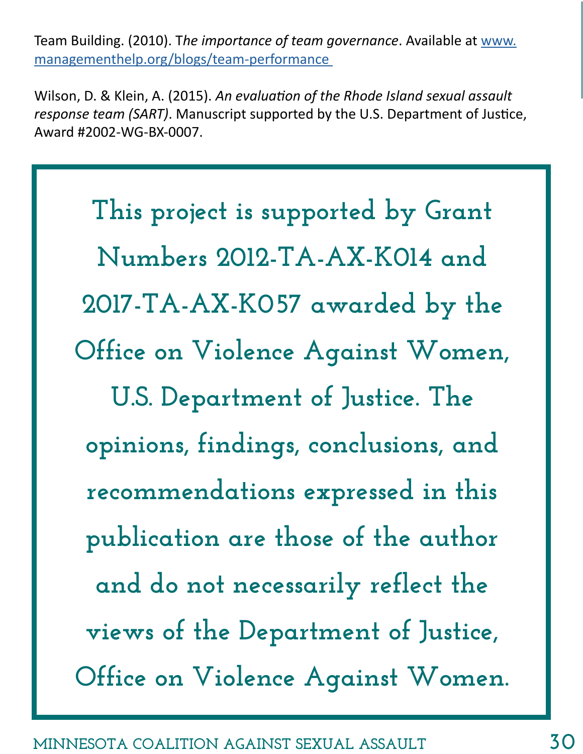Team Building. (2010). T*he importance of team governance*. Available at [www.managementhelp.org/blogs/team-performance](www.managementhelp.org/blogs/team-performance)

Wilson, D. & Klein, A. (2015). *An evaluation of the Rhode Island sexual assault response team (SART)*. Manuscript supported by the U.S. Department of Justice, Award #2002-WG-BX-0007.

This project is supported by Grant Numbers 2012-TA-AX-K014 and 2017-TA-AX-K057 awarded by the Office on Violence Against Women, U.S. Department of Justice. The opinions, findings, conclusions, and recommendations expressed in this publication are those of the author and do not necessarily reflect the views of the Department of Justice, Office on Violence Against Women.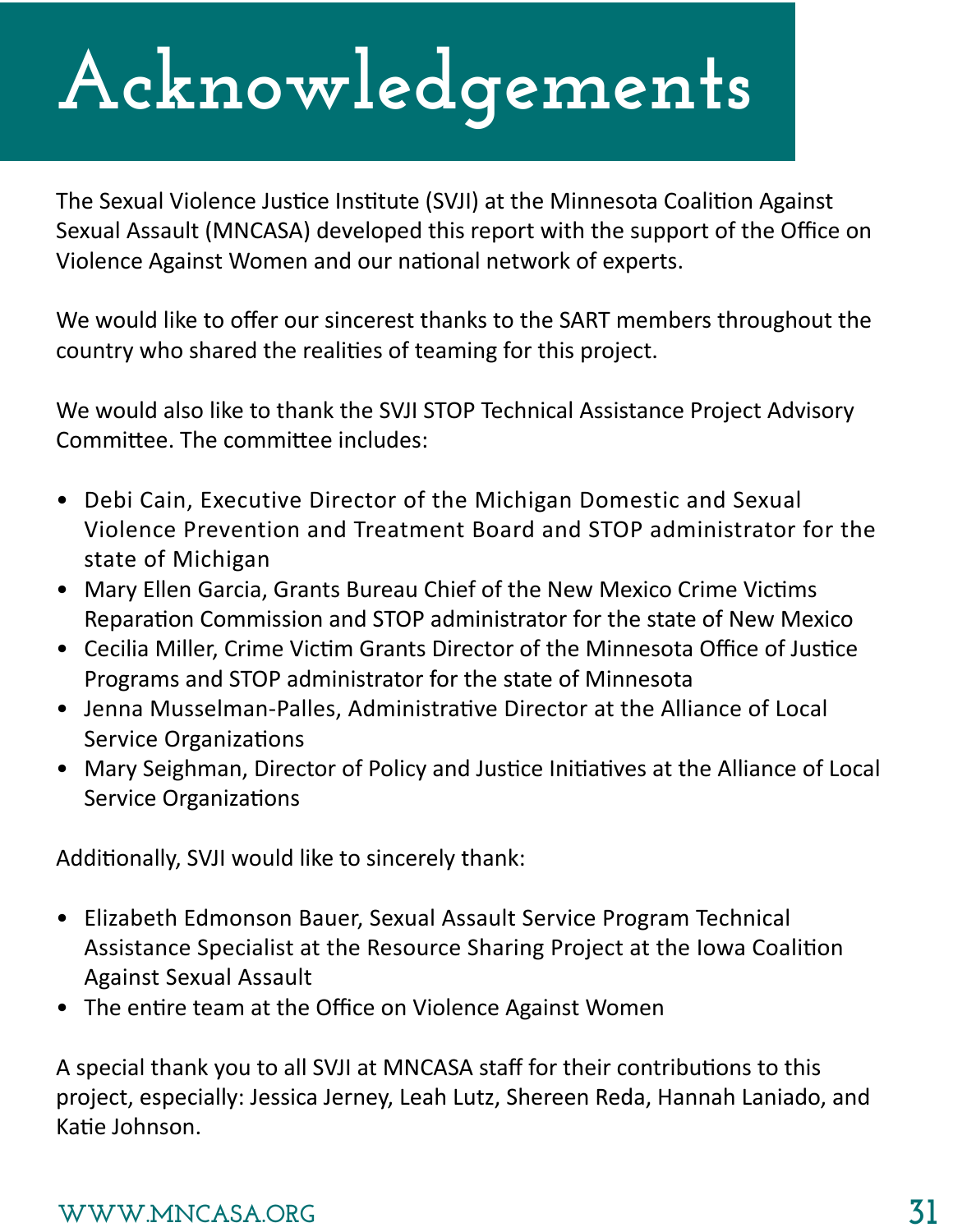# Acknowledgements

The Sexual Violence Justice Institute (SVJI) at the Minnesota Coalition Against Sexual Assault (MNCASA) developed this report with the support of the Office on Violence Against Women and our national network of experts.

We would like to offer our sincerest thanks to the SART members throughout the country who shared the realities of teaming for this project.

We would also like to thank the SVJI STOP Technical Assistance Project Advisory Committee. The committee includes:

- Debi Cain, Executive Director of the Michigan Domestic and Sexual Violence Prevention and Treatment Board and STOP administrator for the state of Michigan
- Mary Ellen Garcia, Grants Bureau Chief of the New Mexico Crime Victims Reparation Commission and STOP administrator for the state of New Mexico
- Cecilia Miller, Crime Victim Grants Director of the Minnesota Office of Justice Programs and STOP administrator for the state of Minnesota
- Jenna Musselman-Palles, Administrative Director at the Alliance of Local Service Organizations
- Mary Seighman, Director of Policy and Justice Initiatives at the Alliance of Local Service Organizations

Additionally, SVJI would like to sincerely thank:

- Elizabeth Edmonson Bauer, Sexual Assault Service Program Technical Assistance Specialist at the Resource Sharing Project at the Iowa Coalition Against Sexual Assault
- The entire team at the Office on Violence Against Women

A special thank you to all SVJI at MNCASA staff for their contributions to this project, especially: Jessica Jerney, Leah Lutz, Shereen Reda, Hannah Laniado, and Katie Johnson.